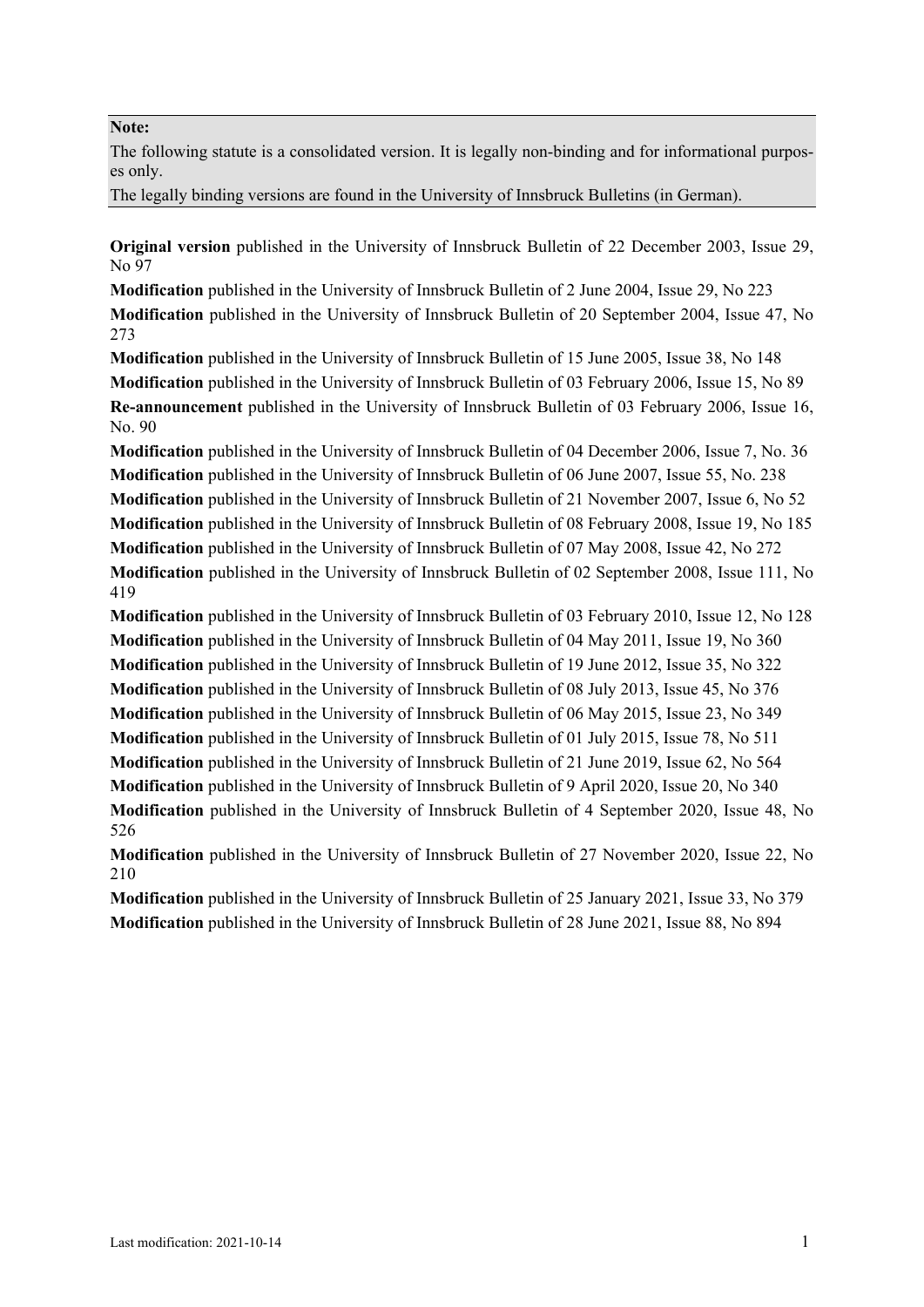**Note:**

The following statute is a consolidated version. It is legally non-binding and for informational purposes only.

The legally binding versions are found in the University of Innsbruck Bulletins (in German).

**Original version** published in the University of Innsbruck Bulletin of 22 December 2003, Issue 29, No 97

**Modification** published in the University of Innsbruck Bulletin of 2 June 2004, Issue 29, No 223

**Modification** published in the University of Innsbruck Bulletin of 20 September 2004, Issue 47, No 273

**Modification** published in the University of Innsbruck Bulletin of 15 June 2005, Issue 38, No 148

**Modification** published in the University of Innsbruck Bulletin of 03 February 2006, Issue 15, No 89

**Re-announcement** published in the University of Innsbruck Bulletin of 03 February 2006, Issue 16, No. 90

**Modification** published in the University of Innsbruck Bulletin of 04 December 2006, Issue 7, No. 36

**Modification** published in the University of Innsbruck Bulletin of 06 June 2007, Issue 55, No. 238

**Modification** published in the University of Innsbruck Bulletin of 21 November 2007, Issue 6, No 52

**Modification** published in the University of Innsbruck Bulletin of 08 February 2008, Issue 19, No 185

**Modification** published in the University of Innsbruck Bulletin of 07 May 2008, Issue 42, No 272

**Modification** published in the University of Innsbruck Bulletin of 02 September 2008, Issue 111, No 419

**Modification** published in the University of Innsbruck Bulletin of 03 February 2010, Issue 12, No 128

**Modification** published in the University of Innsbruck Bulletin of 04 May 2011, Issue 19, No 360

**Modification** published in the University of Innsbruck Bulletin of 19 June 2012, Issue 35, No 322

**Modification** published in the University of Innsbruck Bulletin of 08 July 2013, Issue 45, No 376

**Modification** published in the University of Innsbruck Bulletin of 06 May 2015, Issue 23, No 349

**Modification** published in the University of Innsbruck Bulletin of 01 July 2015, Issue 78, No 511

**Modification** published in the University of Innsbruck Bulletin of 21 June 2019, Issue 62, No 564

**Modification** published in the University of Innsbruck Bulletin of 9 April 2020, Issue 20, No 340

**Modification** published in the University of Innsbruck Bulletin of 4 September 2020, Issue 48, No 526

**Modification** published in the University of Innsbruck Bulletin of 27 November 2020, Issue 22, No 210

**Modification** published in the University of Innsbruck Bulletin of 25 January 2021, Issue 33, No 379

**Modification** published in the University of Innsbruck Bulletin of 28 June 2021, Issue 88, No 894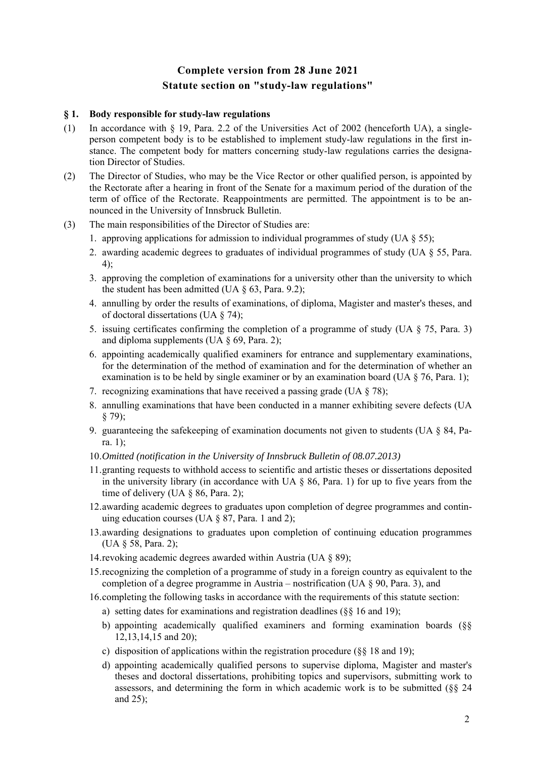**Complete version from 28 June 2021**
**Statute section on "study-law regulations"**

### § 1. Body responsible for study-law regulations

(1) In accordance with § 19, Para. 2.2 of the Universities Act of 2002 (henceforth UA), a single-person competent body is to be established to implement study-law regulations in the first instance. The competent body for matters concerning study-law regulations carries the designation Director of Studies.

(2) The Director of Studies, who may be the Vice Rector or other qualified person, is appointed by the Rectorate after a hearing in front of the Senate for a maximum period of the duration of the term of office of the Rectorate. Reappointments are permitted. The appointment is to be announced in the University of Innsbruck Bulletin.

(3) The main responsibilities of the Director of Studies are:

1. approving applications for admission to individual programmes of study (UA § 55);
2. awarding academic degrees to graduates of individual programmes of study (UA § 55, Para. 4);
3. approving the completion of examinations for a university other than the university to which the student has been admitted (UA § 63, Para. 9.2);
4. annulling by order the results of examinations, of diploma, Magister and master's theses, and of doctoral dissertations (UA § 74);
5. issuing certificates confirming the completion of a programme of study (UA § 75, Para. 3) and diploma supplements (UA § 69, Para. 2);
6. appointing academically qualified examiners for entrance and supplementary examinations, for the determination of the method of examination and for the determination of whether an examination is to be held by single examiner or by an examination board (UA § 76, Para. 1);
7. recognizing examinations that have received a passing grade (UA § 78);
8. annulling examinations that have been conducted in a manner exhibiting severe defects (UA § 79);
9. guaranteeing the safekeeping of examination documents not given to students (UA § 84, Para. 1);
10. *Omitted (notification in the University of Innsbruck Bulletin of 08.07.2013)*
11. granting requests to withhold access to scientific and artistic theses or dissertations deposited in the university library (in accordance with UA § 86, Para. 1) for up to five years from the time of delivery (UA § 86, Para. 2);
12. awarding academic degrees to graduates upon completion of degree programmes and continuing education courses (UA § 87, Para. 1 and 2);
13. awarding designations to graduates upon completion of continuing education programmes (UA § 58, Para. 2);
14. revoking academic degrees awarded within Austria (UA § 89);
15. recognizing the completion of a programme of study in a foreign country as equivalent to the completion of a degree programme in Austria – nostrification (UA § 90, Para. 3), and
16. completing the following tasks in accordance with the requirements of this statute section:
    a) setting dates for examinations and registration deadlines (§§ 16 and 19);
    b) appointing academically qualified examiners and forming examination boards (§§ 12,13,14,15 and 20);
    c) disposition of applications within the registration procedure (§§ 18 and 19);
    d) appointing academically qualified persons to supervise diploma, Magister and master's theses and doctoral dissertations, prohibiting topics and supervisors, submitting work to assessors, and determining the form in which academic work is to be submitted (§§ 24 and 25);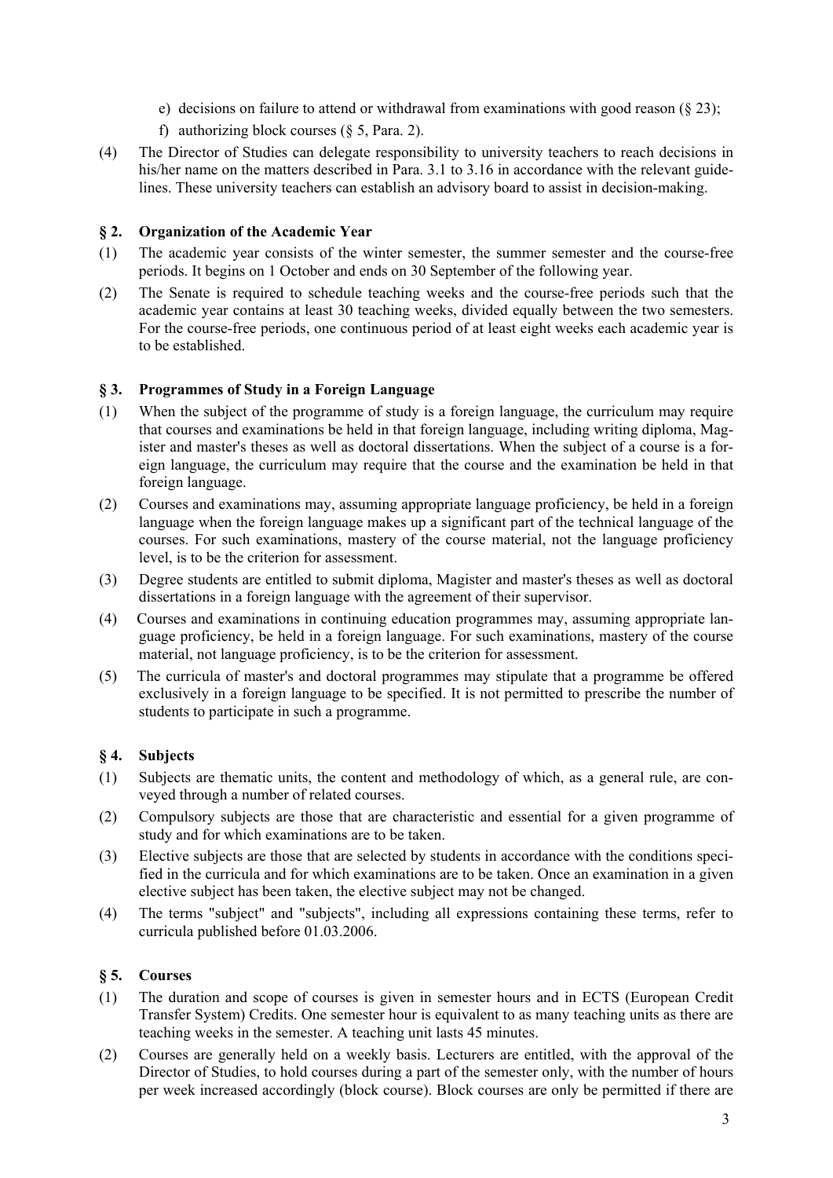e) decisions on failure to attend or withdrawal from examinations with good reason (§ 23);

f) authorizing block courses (§ 5, Para. 2).

(4) The Director of Studies can delegate responsibility to university teachers to reach decisions in his/her name on the matters described in Para. 3.1 to 3.16 in accordance with the relevant guidelines. These university teachers can establish an advisory board to assist in decision-making.

### § 2. Organization of the Academic Year

(1) The academic year consists of the winter semester, the summer semester and the course-free periods. It begins on 1 October and ends on 30 September of the following year.

(2) The Senate is required to schedule teaching weeks and the course-free periods such that the academic year contains at least 30 teaching weeks, divided equally between the two semesters. For the course-free periods, one continuous period of at least eight weeks each academic year is to be established.

### § 3. Programmes of Study in a Foreign Language

(1) When the subject of the programme of study is a foreign language, the curriculum may require that courses and examinations be held in that foreign language, including writing diploma, Magister and master's theses as well as doctoral dissertations. When the subject of a course is a foreign language, the curriculum may require that the course and the examination be held in that foreign language.

(2) Courses and examinations may, assuming appropriate language proficiency, be held in a foreign language when the foreign language makes up a significant part of the technical language of the courses. For such examinations, mastery of the course material, not the language proficiency level, is to be the criterion for assessment.

(3) Degree students are entitled to submit diploma, Magister and master's theses as well as doctoral dissertations in a foreign language with the agreement of their supervisor.

(4) Courses and examinations in continuing education programmes may, assuming appropriate language proficiency, be held in a foreign language. For such examinations, mastery of the course material, not language proficiency, is to be the criterion for assessment.

(5) The curricula of master's and doctoral programmes may stipulate that a programme be offered exclusively in a foreign language to be specified. It is not permitted to prescribe the number of students to participate in such a programme.

### § 4. Subjects

(1) Subjects are thematic units, the content and methodology of which, as a general rule, are conveyed through a number of related courses.

(2) Compulsory subjects are those that are characteristic and essential for a given programme of study and for which examinations are to be taken.

(3) Elective subjects are those that are selected by students in accordance with the conditions specified in the curricula and for which examinations are to be taken. Once an examination in a given elective subject has been taken, the elective subject may not be changed.

(4) The terms "subject" and "subjects", including all expressions containing these terms, refer to curricula published before 01.03.2006.

### § 5. Courses

(1) The duration and scope of courses is given in semester hours and in ECTS (European Credit Transfer System) Credits. One semester hour is equivalent to as many teaching units as there are teaching weeks in the semester. A teaching unit lasts 45 minutes.

(2) Courses are generally held on a weekly basis. Lecturers are entitled, with the approval of the Director of Studies, to hold courses during a part of the semester only, with the number of hours per week increased accordingly (block course). Block courses are only be permitted if there are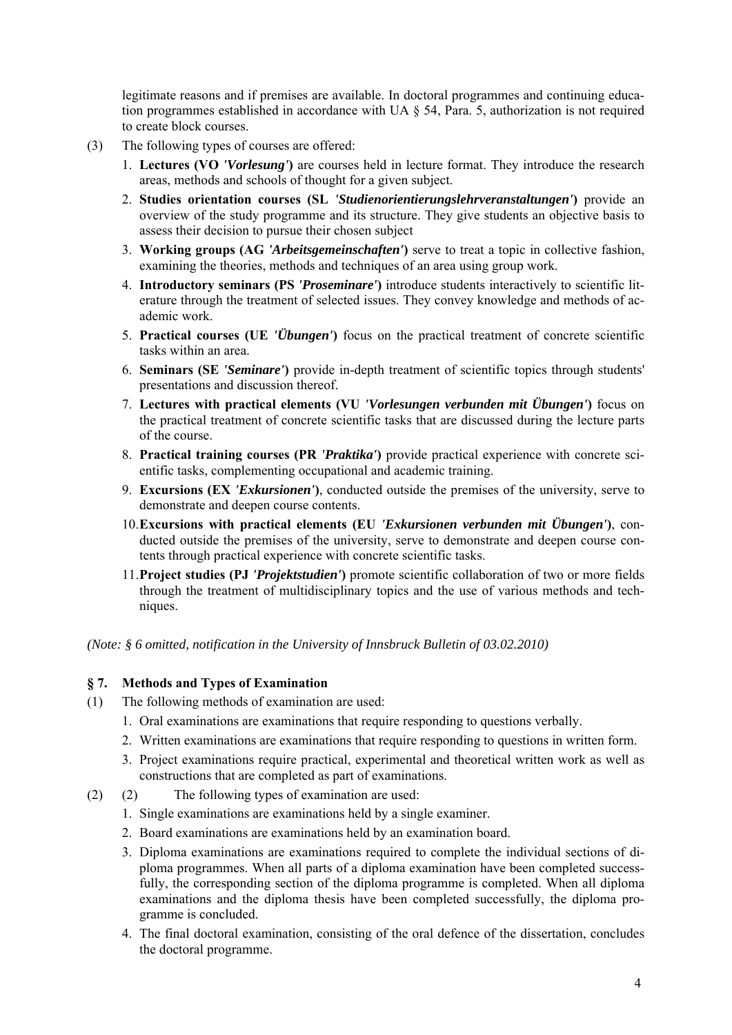legitimate reasons and if premises are available. In doctoral programmes and continuing education programmes established in accordance with UA § 54, Para. 5, authorization is not required to create block courses.

(3) The following types of courses are offered:

1. **Lectures (VO *'Vorlesung'*)** are courses held in lecture format. They introduce the research areas, methods and schools of thought for a given subject.
2. **Studies orientation courses (SL *'Studienorientierungslehrveranstaltungen'*)** provide an overview of the study programme and its structure. They give students an objective basis to assess their decision to pursue their chosen subject
3. **Working groups (AG *'Arbeitsgemeinschaften'*)** serve to treat a topic in collective fashion, examining the theories, methods and techniques of an area using group work.
4. **Introductory seminars (PS *'Proseminare'*)** introduce students interactively to scientific literature through the treatment of selected issues. They convey knowledge and methods of academic work.
5. **Practical courses (UE *'Übungen'*)** focus on the practical treatment of concrete scientific tasks within an area.
6. **Seminars (SE *'Seminare'*)** provide in-depth treatment of scientific topics through students' presentations and discussion thereof.
7. **Lectures with practical elements (VU *'Vorlesungen verbunden mit Übungen'*)** focus on the practical treatment of concrete scientific tasks that are discussed during the lecture parts of the course.
8. **Practical training courses (PR *'Praktika'*)** provide practical experience with concrete scientific tasks, complementing occupational and academic training.
9. **Excursions (EX *'Exkursionen'*)**, conducted outside the premises of the university, serve to demonstrate and deepen course contents.
10. **Excursions with practical elements (EU *'Exkursionen verbunden mit Übungen'*)**, conducted outside the premises of the university, serve to demonstrate and deepen course contents through practical experience with concrete scientific tasks.
11. **Project studies (PJ *'Projektstudien'*)** promote scientific collaboration of two or more fields through the treatment of multidisciplinary topics and the use of various methods and techniques.

*(Note: § 6 omitted, notification in the University of Innsbruck Bulletin of 03.02.2010)*

### § 7. Methods and Types of Examination

(1) The following methods of examination are used:

1. Oral examinations are examinations that require responding to questions verbally.
2. Written examinations are examinations that require responding to questions in written form.
3. Project examinations require practical, experimental and theoretical written work as well as constructions that are completed as part of examinations.

(2) (2) The following types of examination are used:

1. Single examinations are examinations held by a single examiner.
2. Board examinations are examinations held by an examination board.
3. Diploma examinations are examinations required to complete the individual sections of diploma programmes. When all parts of a diploma examination have been completed successfully, the corresponding section of the diploma programme is completed. When all diploma examinations and the diploma thesis have been completed successfully, the diploma programme is concluded.
4. The final doctoral examination, consisting of the oral defence of the dissertation, concludes the doctoral programme.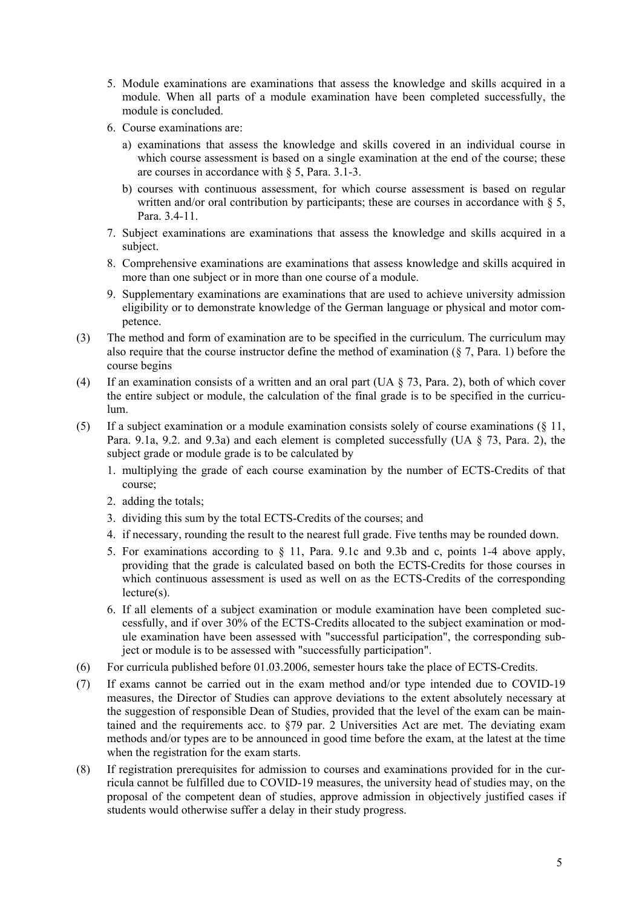5. Module examinations are examinations that assess the knowledge and skills acquired in a module. When all parts of a module examination have been completed successfully, the module is concluded.
6. Course examinations are:
   a) examinations that assess the knowledge and skills covered in an individual course in which course assessment is based on a single examination at the end of the course; these are courses in accordance with § 5, Para. 3.1-3.
   b) courses with continuous assessment, for which course assessment is based on regular written and/or oral contribution by participants; these are courses in accordance with § 5, Para. 3.4-11.
7. Subject examinations are examinations that assess the knowledge and skills acquired in a subject.
8. Comprehensive examinations are examinations that assess knowledge and skills acquired in more than one subject or in more than one course of a module.
9. Supplementary examinations are examinations that are used to achieve university admission eligibility or to demonstrate knowledge of the German language or physical and motor competence.

(3) The method and form of examination are to be specified in the curriculum. The curriculum may also require that the course instructor define the method of examination (§ 7, Para. 1) before the course begins

(4) If an examination consists of a written and an oral part (UA § 73, Para. 2), both of which cover the entire subject or module, the calculation of the final grade is to be specified in the curriculum.

(5) If a subject examination or a module examination consists solely of course examinations (§ 11, Para. 9.1a, 9.2. and 9.3a) and each element is completed successfully (UA § 73, Para. 2), the subject grade or module grade is to be calculated by

1. multiplying the grade of each course examination by the number of ECTS-Credits of that course;
2. adding the totals;
3. dividing this sum by the total ECTS-Credits of the courses; and
4. if necessary, rounding the result to the nearest full grade. Five tenths may be rounded down.
5. For examinations according to § 11, Para. 9.1c and 9.3b and c, points 1-4 above apply, providing that the grade is calculated based on both the ECTS-Credits for those courses in which continuous assessment is used as well on as the ECTS-Credits of the corresponding lecture(s).
6. If all elements of a subject examination or module examination have been completed successfully, and if over 30% of the ECTS-Credits allocated to the subject examination or module examination have been assessed with "successful participation", the corresponding subject or module is to be assessed with "successfully participation".

(6) For curricula published before 01.03.2006, semester hours take the place of ECTS-Credits.

(7) If exams cannot be carried out in the exam method and/or type intended due to COVID-19 measures, the Director of Studies can approve deviations to the extent absolutely necessary at the suggestion of responsible Dean of Studies, provided that the level of the exam can be maintained and the requirements acc. to §79 par. 2 Universities Act are met. The deviating exam methods and/or types are to be announced in good time before the exam, at the latest at the time when the registration for the exam starts.

(8) If registration prerequisites for admission to courses and examinations provided for in the curricula cannot be fulfilled due to COVID-19 measures, the university head of studies may, on the proposal of the competent dean of studies, approve admission in objectively justified cases if students would otherwise suffer a delay in their study progress.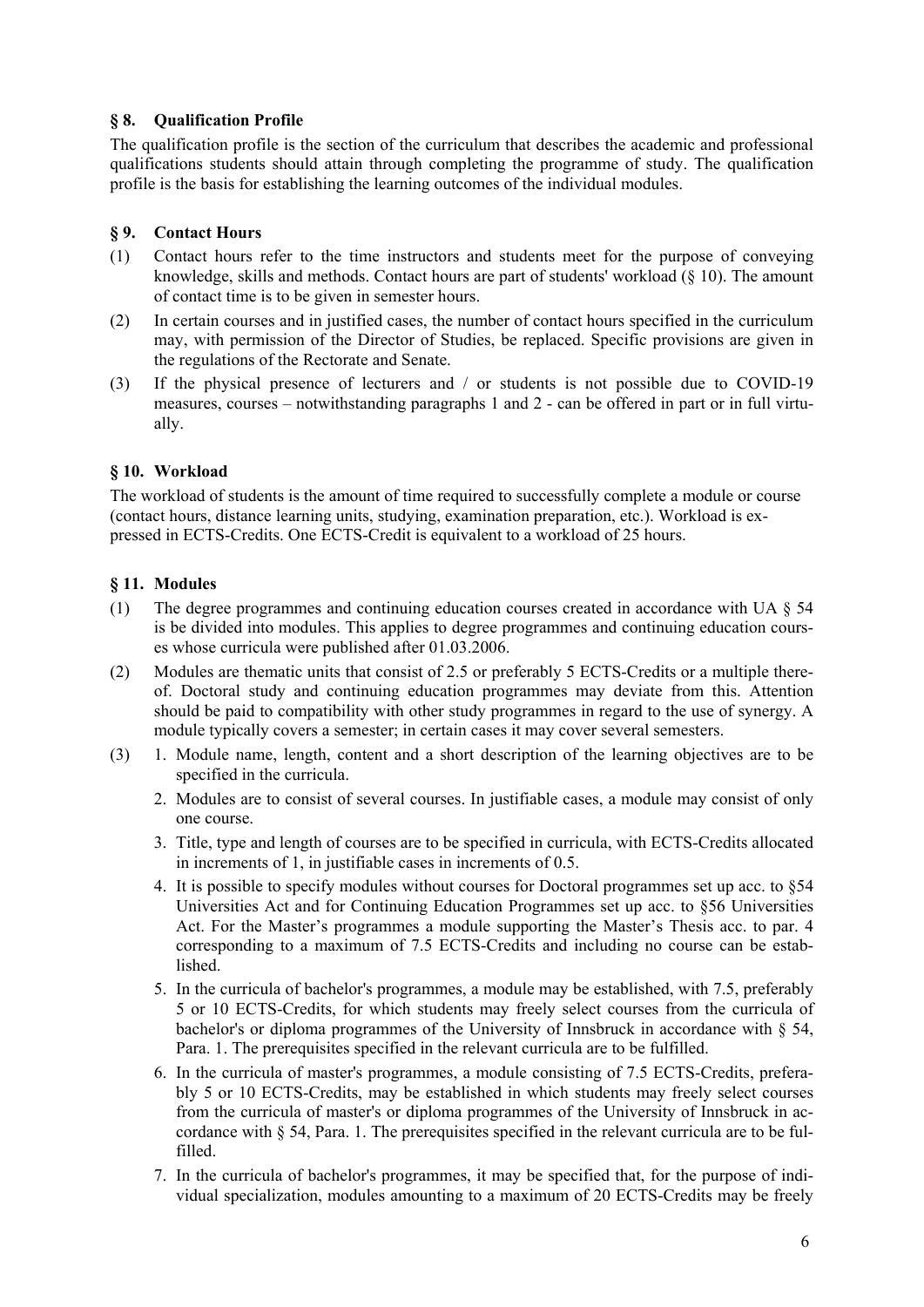## § 8. Qualification Profile

The qualification profile is the section of the curriculum that describes the academic and professional qualifications students should attain through completing the programme of study. The qualification profile is the basis for establishing the learning outcomes of the individual modules.

## § 9. Contact Hours

(1) Contact hours refer to the time instructors and students meet for the purpose of conveying knowledge, skills and methods. Contact hours are part of students' workload (§ 10). The amount of contact time is to be given in semester hours.

(2) In certain courses and in justified cases, the number of contact hours specified in the curriculum may, with permission of the Director of Studies, be replaced. Specific provisions are given in the regulations of the Rectorate and Senate.

(3) If the physical presence of lecturers and / or students is not possible due to COVID-19 measures, courses – notwithstanding paragraphs 1 and 2 - can be offered in part or in full virtually.

## § 10. Workload

The workload of students is the amount of time required to successfully complete a module or course (contact hours, distance learning units, studying, examination preparation, etc.). Workload is expressed in ECTS-Credits. One ECTS-Credit is equivalent to a workload of 25 hours.

## § 11. Modules

(1) The degree programmes and continuing education courses created in accordance with UA § 54 is be divided into modules. This applies to degree programmes and continuing education courses whose curricula were published after 01.03.2006.

(2) Modules are thematic units that consist of 2.5 or preferably 5 ECTS-Credits or a multiple thereof. Doctoral study and continuing education programmes may deviate from this. Attention should be paid to compatibility with other study programmes in regard to the use of synergy. A module typically covers a semester; in certain cases it may cover several semesters.

(3)
1. Module name, length, content and a short description of the learning objectives are to be specified in the curricula.
2. Modules are to consist of several courses. In justifiable cases, a module may consist of only one course.
3. Title, type and length of courses are to be specified in curricula, with ECTS-Credits allocated in increments of 1, in justifiable cases in increments of 0.5.
4. It is possible to specify modules without courses for Doctoral programmes set up acc. to §54 Universities Act and for Continuing Education Programmes set up acc. to §56 Universities Act. For the Master's programmes a module supporting the Master's Thesis acc. to par. 4 corresponding to a maximum of 7.5 ECTS-Credits and including no course can be established.
5. In the curricula of bachelor's programmes, a module may be established, with 7.5, preferably 5 or 10 ECTS-Credits, for which students may freely select courses from the curricula of bachelor's or diploma programmes of the University of Innsbruck in accordance with § 54, Para. 1. The prerequisites specified in the relevant curricula are to be fulfilled.
6. In the curricula of master's programmes, a module consisting of 7.5 ECTS-Credits, preferably 5 or 10 ECTS-Credits, may be established in which students may freely select courses from the curricula of master's or diploma programmes of the University of Innsbruck in accordance with § 54, Para. 1. The prerequisites specified in the relevant curricula are to be fulfilled.
7. In the curricula of bachelor's programmes, it may be specified that, for the purpose of individual specialization, modules amounting to a maximum of 20 ECTS-Credits may be freely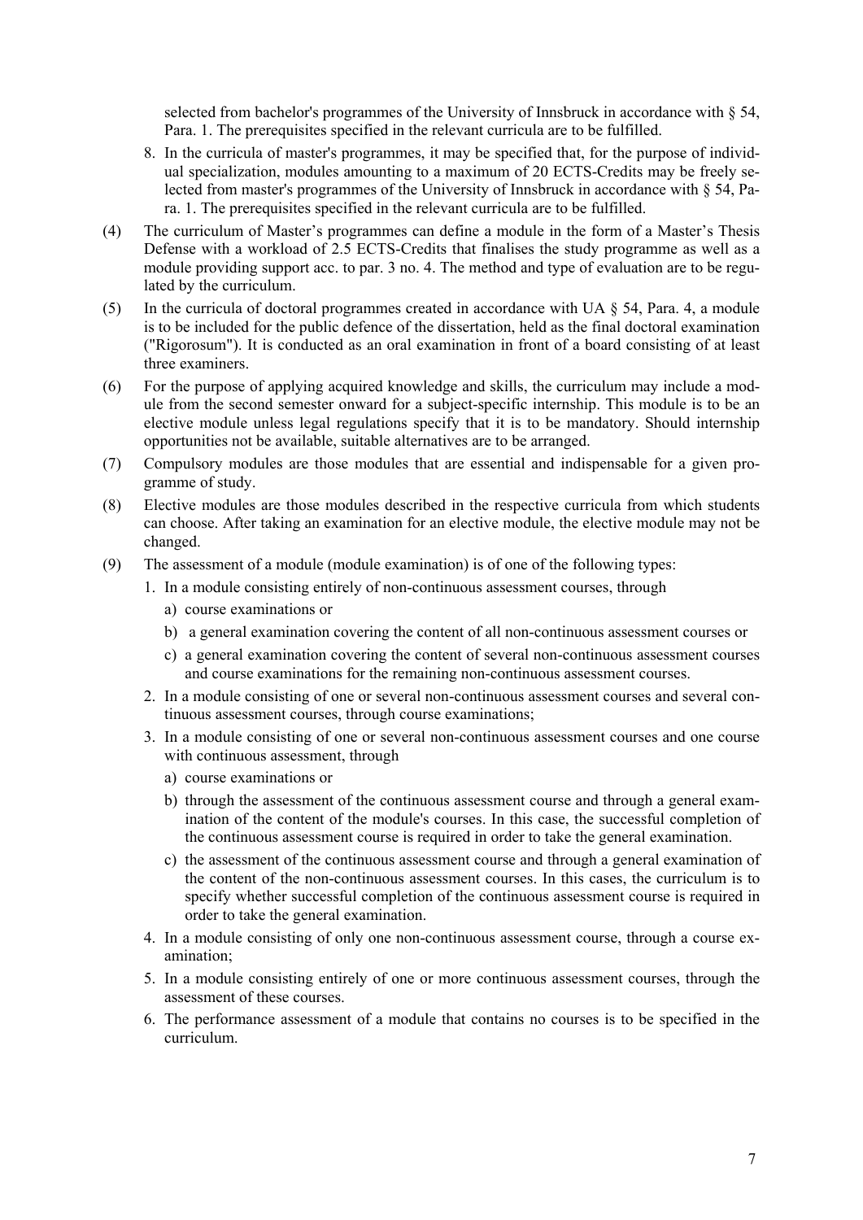selected from bachelor's programmes of the University of Innsbruck in accordance with § 54, Para. 1. The prerequisites specified in the relevant curricula are to be fulfilled.

8. In the curricula of master's programmes, it may be specified that, for the purpose of individual specialization, modules amounting to a maximum of 20 ECTS-Credits may be freely selected from master's programmes of the University of Innsbruck in accordance with § 54, Para. 1. The prerequisites specified in the relevant curricula are to be fulfilled.

(4) The curriculum of Master's programmes can define a module in the form of a Master's Thesis Defense with a workload of 2.5 ECTS-Credits that finalises the study programme as well as a module providing support acc. to par. 3 no. 4. The method and type of evaluation are to be regulated by the curriculum.

(5) In the curricula of doctoral programmes created in accordance with UA § 54, Para. 4, a module is to be included for the public defence of the dissertation, held as the final doctoral examination ("Rigorosum"). It is conducted as an oral examination in front of a board consisting of at least three examiners.

(6) For the purpose of applying acquired knowledge and skills, the curriculum may include a module from the second semester onward for a subject-specific internship. This module is to be an elective module unless legal regulations specify that it is to be mandatory. Should internship opportunities not be available, suitable alternatives are to be arranged.

(7) Compulsory modules are those modules that are essential and indispensable for a given programme of study.

(8) Elective modules are those modules described in the respective curricula from which students can choose. After taking an examination for an elective module, the elective module may not be changed.

(9) The assessment of a module (module examination) is of one of the following types:

1. In a module consisting entirely of non-continuous assessment courses, through
   a) course examinations or
   b) a general examination covering the content of all non-continuous assessment courses or
   c) a general examination covering the content of several non-continuous assessment courses and course examinations for the remaining non-continuous assessment courses.
2. In a module consisting of one or several non-continuous assessment courses and several continuous assessment courses, through course examinations;
3. In a module consisting of one or several non-continuous assessment courses and one course with continuous assessment, through
   a) course examinations or
   b) through the assessment of the continuous assessment course and through a general examination of the content of the module's courses. In this case, the successful completion of the continuous assessment course is required in order to take the general examination.
   c) the assessment of the continuous assessment course and through a general examination of the content of the non-continuous assessment courses. In this cases, the curriculum is to specify whether successful completion of the continuous assessment course is required in order to take the general examination.
4. In a module consisting of only one non-continuous assessment course, through a course examination;
5. In a module consisting entirely of one or more continuous assessment courses, through the assessment of these courses.
6. The performance assessment of a module that contains no courses is to be specified in the curriculum.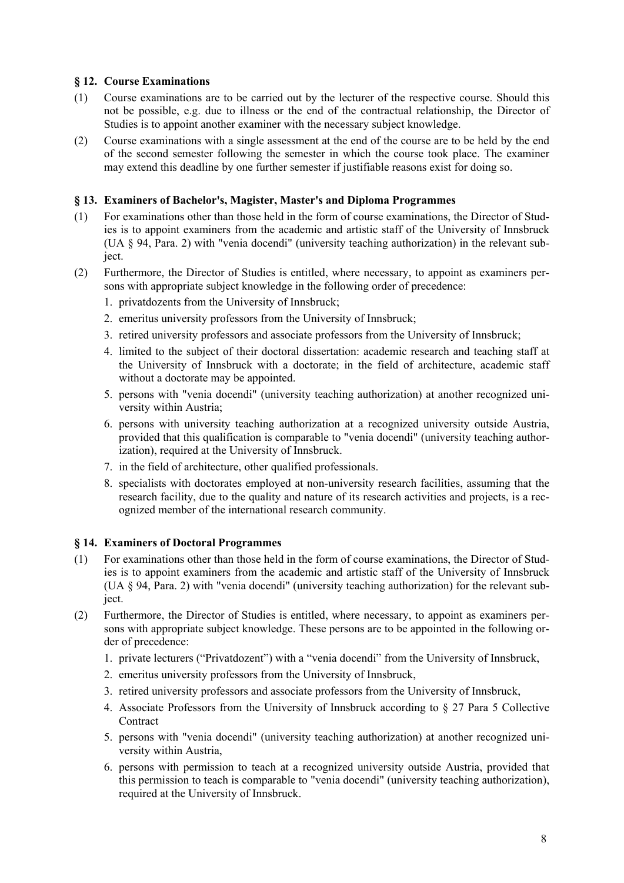### § 12. Course Examinations

(1) Course examinations are to be carried out by the lecturer of the respective course. Should this not be possible, e.g. due to illness or the end of the contractual relationship, the Director of Studies is to appoint another examiner with the necessary subject knowledge.

(2) Course examinations with a single assessment at the end of the course are to be held by the end of the second semester following the semester in which the course took place. The examiner may extend this deadline by one further semester if justifiable reasons exist for doing so.

### § 13. Examiners of Bachelor's, Magister, Master's and Diploma Programmes

(1) For examinations other than those held in the form of course examinations, the Director of Studies is to appoint examiners from the academic and artistic staff of the University of Innsbruck (UA § 94, Para. 2) with "venia docendi" (university teaching authorization) in the relevant subject.

(2) Furthermore, the Director of Studies is entitled, where necessary, to appoint as examiners persons with appropriate subject knowledge in the following order of precedence:

1. privatdozents from the University of Innsbruck;
2. emeritus university professors from the University of Innsbruck;
3. retired university professors and associate professors from the University of Innsbruck;
4. limited to the subject of their doctoral dissertation: academic research and teaching staff at the University of Innsbruck with a doctorate; in the field of architecture, academic staff without a doctorate may be appointed.
5. persons with "venia docendi" (university teaching authorization) at another recognized university within Austria;
6. persons with university teaching authorization at a recognized university outside Austria, provided that this qualification is comparable to "venia docendi" (university teaching authorization), required at the University of Innsbruck.
7. in the field of architecture, other qualified professionals.
8. specialists with doctorates employed at non-university research facilities, assuming that the research facility, due to the quality and nature of its research activities and projects, is a recognized member of the international research community.

### § 14. Examiners of Doctoral Programmes

(1) For examinations other than those held in the form of course examinations, the Director of Studies is to appoint examiners from the academic and artistic staff of the University of Innsbruck (UA § 94, Para. 2) with "venia docendi" (university teaching authorization) for the relevant subject.

(2) Furthermore, the Director of Studies is entitled, where necessary, to appoint as examiners persons with appropriate subject knowledge. These persons are to be appointed in the following order of precedence:

1. private lecturers ("Privatdozent") with a "venia docendi" from the University of Innsbruck,
2. emeritus university professors from the University of Innsbruck,
3. retired university professors and associate professors from the University of Innsbruck,
4. Associate Professors from the University of Innsbruck according to § 27 Para 5 Collective Contract
5. persons with "venia docendi" (university teaching authorization) at another recognized university within Austria,
6. persons with permission to teach at a recognized university outside Austria, provided that this permission to teach is comparable to "venia docendi" (university teaching authorization), required at the University of Innsbruck.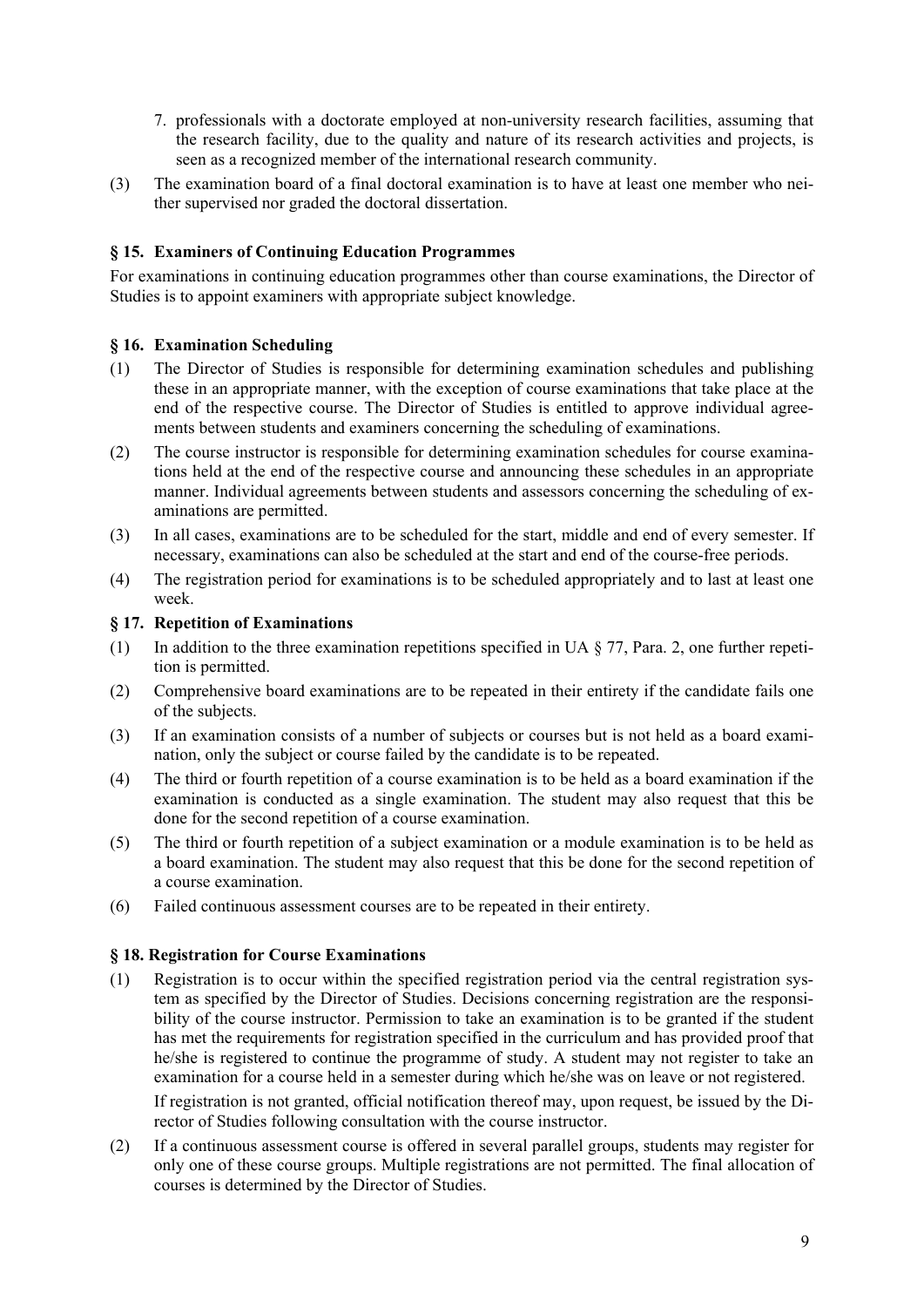7. professionals with a doctorate employed at non-university research facilities, assuming that the research facility, due to the quality and nature of its research activities and projects, is seen as a recognized member of the international research community.

(3) The examination board of a final doctoral examination is to have at least one member who neither supervised nor graded the doctoral dissertation.

### § 15. Examiners of Continuing Education Programmes

For examinations in continuing education programmes other than course examinations, the Director of Studies is to appoint examiners with appropriate subject knowledge.

### § 16. Examination Scheduling

(1) The Director of Studies is responsible for determining examination schedules and publishing these in an appropriate manner, with the exception of course examinations that take place at the end of the respective course. The Director of Studies is entitled to approve individual agreements between students and examiners concerning the scheduling of examinations.

(2) The course instructor is responsible for determining examination schedules for course examinations held at the end of the respective course and announcing these schedules in an appropriate manner. Individual agreements between students and assessors concerning the scheduling of examinations are permitted.

(3) In all cases, examinations are to be scheduled for the start, middle and end of every semester. If necessary, examinations can also be scheduled at the start and end of the course-free periods.

(4) The registration period for examinations is to be scheduled appropriately and to last at least one week.

### § 17. Repetition of Examinations

(1) In addition to the three examination repetitions specified in UA § 77, Para. 2, one further repetition is permitted.

(2) Comprehensive board examinations are to be repeated in their entirety if the candidate fails one of the subjects.

(3) If an examination consists of a number of subjects or courses but is not held as a board examination, only the subject or course failed by the candidate is to be repeated.

(4) The third or fourth repetition of a course examination is to be held as a board examination if the examination is conducted as a single examination. The student may also request that this be done for the second repetition of a course examination.

(5) The third or fourth repetition of a subject examination or a module examination is to be held as a board examination. The student may also request that this be done for the second repetition of a course examination.

(6) Failed continuous assessment courses are to be repeated in their entirety.

### § 18. Registration for Course Examinations

(1) Registration is to occur within the specified registration period via the central registration system as specified by the Director of Studies. Decisions concerning registration are the responsibility of the course instructor. Permission to take an examination is to be granted if the student has met the requirements for registration specified in the curriculum and has provided proof that he/she is registered to continue the programme of study. A student may not register to take an examination for a course held in a semester during which he/she was on leave or not registered.

If registration is not granted, official notification thereof may, upon request, be issued by the Director of Studies following consultation with the course instructor.

(2) If a continuous assessment course is offered in several parallel groups, students may register for only one of these course groups. Multiple registrations are not permitted. The final allocation of courses is determined by the Director of Studies.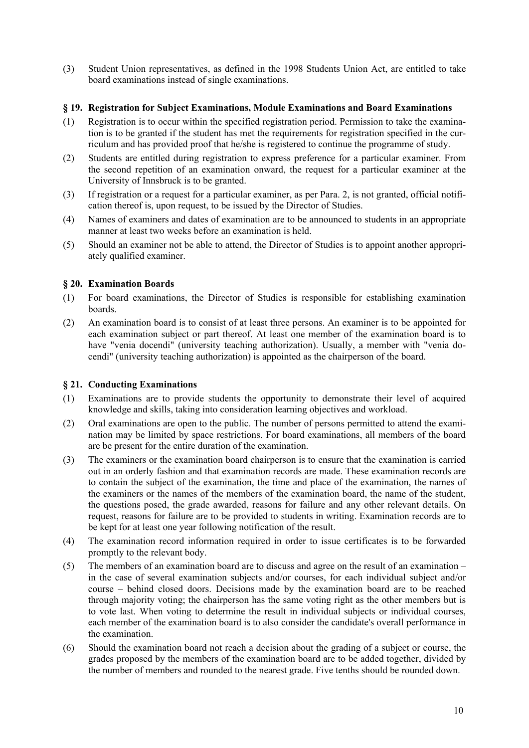(3) Student Union representatives, as defined in the 1998 Students Union Act, are entitled to take board examinations instead of single examinations.

### § 19. Registration for Subject Examinations, Module Examinations and Board Examinations

(1) Registration is to occur within the specified registration period. Permission to take the examination is to be granted if the student has met the requirements for registration specified in the curriculum and has provided proof that he/she is registered to continue the programme of study.

(2) Students are entitled during registration to express preference for a particular examiner. From the second repetition of an examination onward, the request for a particular examiner at the University of Innsbruck is to be granted.

(3) If registration or a request for a particular examiner, as per Para. 2, is not granted, official notification thereof is, upon request, to be issued by the Director of Studies.

(4) Names of examiners and dates of examination are to be announced to students in an appropriate manner at least two weeks before an examination is held.

(5) Should an examiner not be able to attend, the Director of Studies is to appoint another appropriately qualified examiner.

### § 20. Examination Boards

(1) For board examinations, the Director of Studies is responsible for establishing examination boards.

(2) An examination board is to consist of at least three persons. An examiner is to be appointed for each examination subject or part thereof. At least one member of the examination board is to have "venia docendi" (university teaching authorization). Usually, a member with "venia docendi" (university teaching authorization) is appointed as the chairperson of the board.

### § 21. Conducting Examinations

(1) Examinations are to provide students the opportunity to demonstrate their level of acquired knowledge and skills, taking into consideration learning objectives and workload.

(2) Oral examinations are open to the public. The number of persons permitted to attend the examination may be limited by space restrictions. For board examinations, all members of the board are be present for the entire duration of the examination.

(3) The examiners or the examination board chairperson is to ensure that the examination is carried out in an orderly fashion and that examination records are made. These examination records are to contain the subject of the examination, the time and place of the examination, the names of the examiners or the names of the members of the examination board, the name of the student, the questions posed, the grade awarded, reasons for failure and any other relevant details. On request, reasons for failure are to be provided to students in writing. Examination records are to be kept for at least one year following notification of the result.

(4) The examination record information required in order to issue certificates is to be forwarded promptly to the relevant body.

(5) The members of an examination board are to discuss and agree on the result of an examination – in the case of several examination subjects and/or courses, for each individual subject and/or course – behind closed doors. Decisions made by the examination board are to be reached through majority voting; the chairperson has the same voting right as the other members but is to vote last. When voting to determine the result in individual subjects or individual courses, each member of the examination board is to also consider the candidate's overall performance in the examination.

(6) Should the examination board not reach a decision about the grading of a subject or course, the grades proposed by the members of the examination board are to be added together, divided by the number of members and rounded to the nearest grade. Five tenths should be rounded down.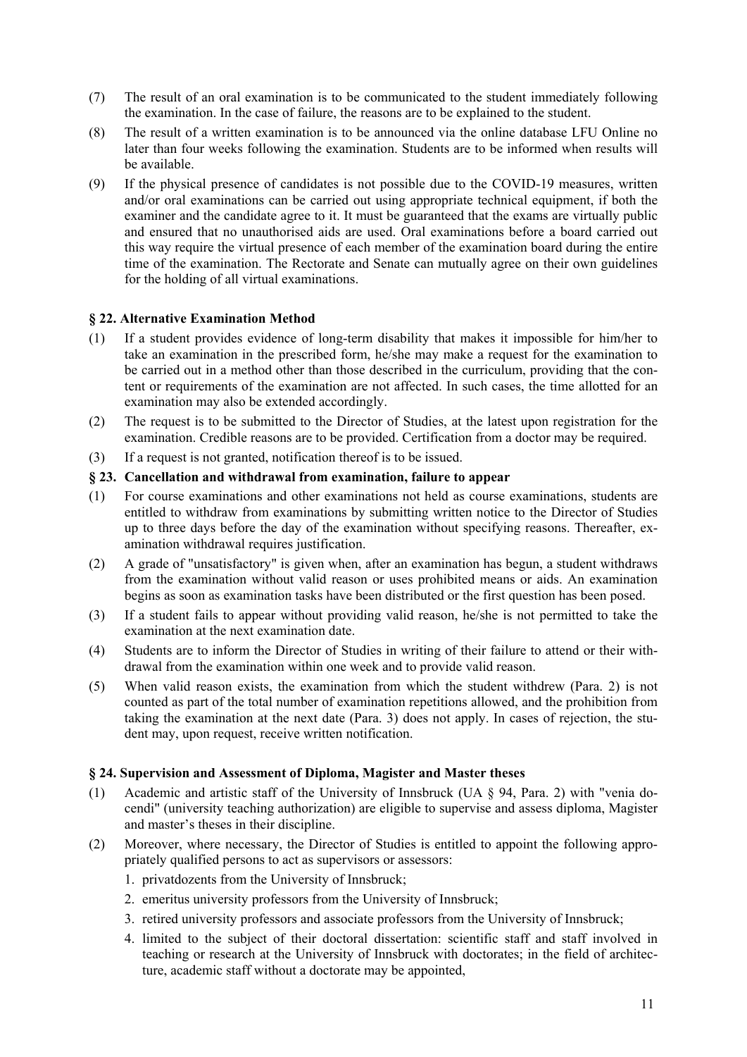(7) The result of an oral examination is to be communicated to the student immediately following the examination. In the case of failure, the reasons are to be explained to the student.

(8) The result of a written examination is to be announced via the online database LFU Online no later than four weeks following the examination. Students are to be informed when results will be available.

(9) If the physical presence of candidates is not possible due to the COVID-19 measures, written and/or oral examinations can be carried out using appropriate technical equipment, if both the examiner and the candidate agree to it. It must be guaranteed that the exams are virtually public and ensured that no unauthorised aids are used. Oral examinations before a board carried out this way require the virtual presence of each member of the examination board during the entire time of the examination. The Rectorate and Senate can mutually agree on their own guidelines for the holding of all virtual examinations.

### § 22. Alternative Examination Method

(1) If a student provides evidence of long-term disability that makes it impossible for him/her to take an examination in the prescribed form, he/she may make a request for the examination to be carried out in a method other than those described in the curriculum, providing that the content or requirements of the examination are not affected. In such cases, the time allotted for an examination may also be extended accordingly.

(2) The request is to be submitted to the Director of Studies, at the latest upon registration for the examination. Credible reasons are to be provided. Certification from a doctor may be required.

(3) If a request is not granted, notification thereof is to be issued.

### § 23. Cancellation and withdrawal from examination, failure to appear

(1) For course examinations and other examinations not held as course examinations, students are entitled to withdraw from examinations by submitting written notice to the Director of Studies up to three days before the day of the examination without specifying reasons. Thereafter, examination withdrawal requires justification.

(2) A grade of "unsatisfactory" is given when, after an examination has begun, a student withdraws from the examination without valid reason or uses prohibited means or aids. An examination begins as soon as examination tasks have been distributed or the first question has been posed.

(3) If a student fails to appear without providing valid reason, he/she is not permitted to take the examination at the next examination date.

(4) Students are to inform the Director of Studies in writing of their failure to attend or their withdrawal from the examination within one week and to provide valid reason.

(5) When valid reason exists, the examination from which the student withdrew (Para. 2) is not counted as part of the total number of examination repetitions allowed, and the prohibition from taking the examination at the next date (Para. 3) does not apply. In cases of rejection, the student may, upon request, receive written notification.

### § 24. Supervision and Assessment of Diploma, Magister and Master theses

(1) Academic and artistic staff of the University of Innsbruck (UA § 94, Para. 2) with "venia docendi" (university teaching authorization) are eligible to supervise and assess diploma, Magister and master's theses in their discipline.

(2) Moreover, where necessary, the Director of Studies is entitled to appoint the following appropriately qualified persons to act as supervisors or assessors:

   1. privatdozents from the University of Innsbruck;
   2. emeritus university professors from the University of Innsbruck;
   3. retired university professors and associate professors from the University of Innsbruck;
   4. limited to the subject of their doctoral dissertation: scientific staff and staff involved in teaching or research at the University of Innsbruck with doctorates; in the field of architecture, academic staff without a doctorate may be appointed,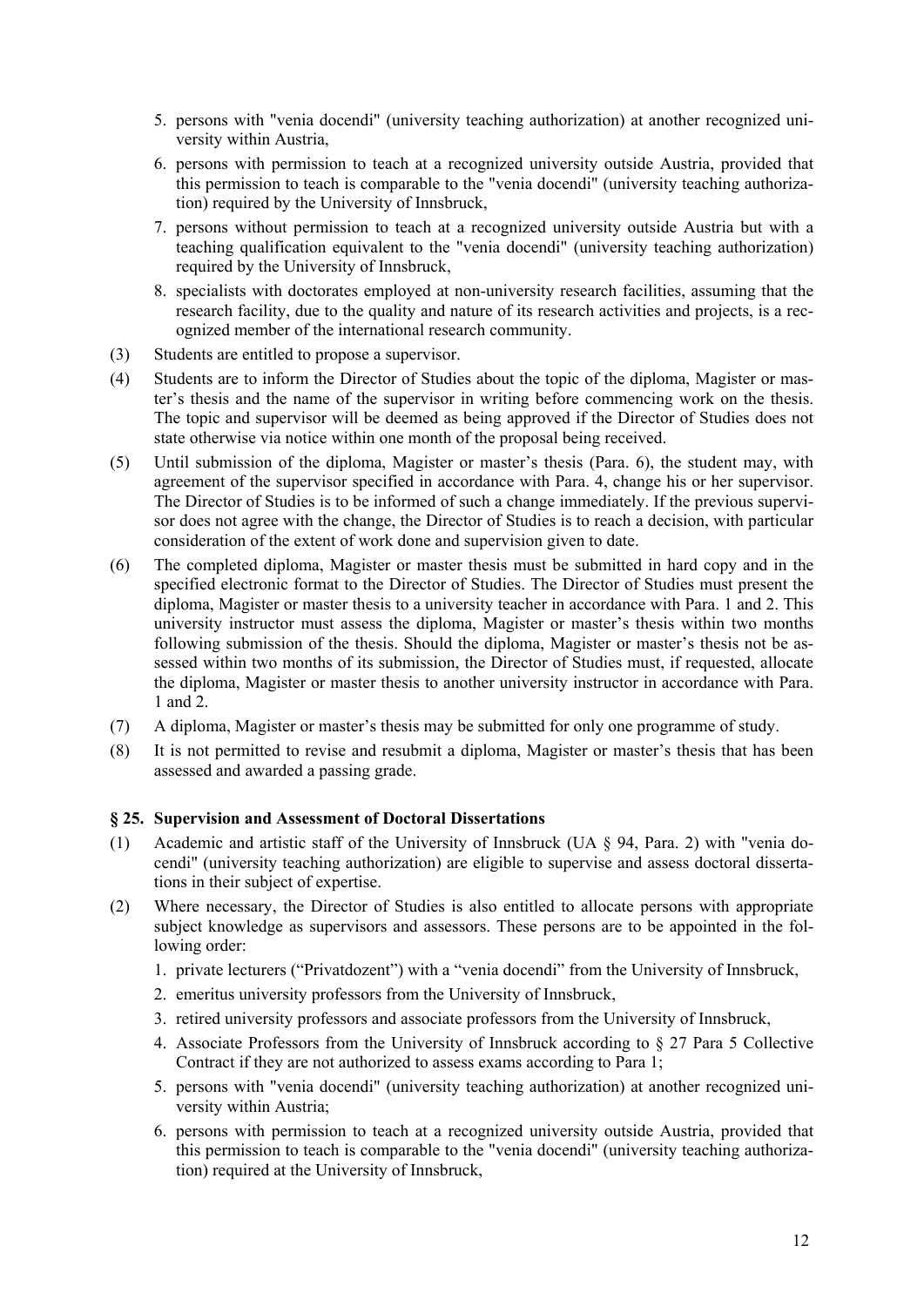5. persons with "venia docendi" (university teaching authorization) at another recognized university within Austria,
6. persons with permission to teach at a recognized university outside Austria, provided that this permission to teach is comparable to the "venia docendi" (university teaching authorization) required by the University of Innsbruck,
7. persons without permission to teach at a recognized university outside Austria but with a teaching qualification equivalent to the "venia docendi" (university teaching authorization) required by the University of Innsbruck,
8. specialists with doctorates employed at non-university research facilities, assuming that the research facility, due to the quality and nature of its research activities and projects, is a recognized member of the international research community.

(3) Students are entitled to propose a supervisor.

(4) Students are to inform the Director of Studies about the topic of the diploma, Magister or master's thesis and the name of the supervisor in writing before commencing work on the thesis. The topic and supervisor will be deemed as being approved if the Director of Studies does not state otherwise via notice within one month of the proposal being received.

(5) Until submission of the diploma, Magister or master's thesis (Para. 6), the student may, with agreement of the supervisor specified in accordance with Para. 4, change his or her supervisor. The Director of Studies is to be informed of such a change immediately. If the previous supervisor does not agree with the change, the Director of Studies is to reach a decision, with particular consideration of the extent of work done and supervision given to date.

(6) The completed diploma, Magister or master thesis must be submitted in hard copy and in the specified electronic format to the Director of Studies. The Director of Studies must present the diploma, Magister or master thesis to a university teacher in accordance with Para. 1 and 2. This university instructor must assess the diploma, Magister or master's thesis within two months following submission of the thesis. Should the diploma, Magister or master's thesis not be assessed within two months of its submission, the Director of Studies must, if requested, allocate the diploma, Magister or master thesis to another university instructor in accordance with Para. 1 and 2.

(7) A diploma, Magister or master's thesis may be submitted for only one programme of study.

(8) It is not permitted to revise and resubmit a diploma, Magister or master's thesis that has been assessed and awarded a passing grade.

### § 25. Supervision and Assessment of Doctoral Dissertations

(1) Academic and artistic staff of the University of Innsbruck (UA § 94, Para. 2) with "venia docendi" (university teaching authorization) are eligible to supervise and assess doctoral dissertations in their subject of expertise.

(2) Where necessary, the Director of Studies is also entitled to allocate persons with appropriate subject knowledge as supervisors and assessors. These persons are to be appointed in the following order:

1. private lecturers ("Privatdozent") with a "venia docendi" from the University of Innsbruck,
2. emeritus university professors from the University of Innsbruck,
3. retired university professors and associate professors from the University of Innsbruck,
4. Associate Professors from the University of Innsbruck according to § 27 Para 5 Collective Contract if they are not authorized to assess exams according to Para 1;
5. persons with "venia docendi" (university teaching authorization) at another recognized university within Austria;
6. persons with permission to teach at a recognized university outside Austria, provided that this permission to teach is comparable to the "venia docendi" (university teaching authorization) required at the University of Innsbruck,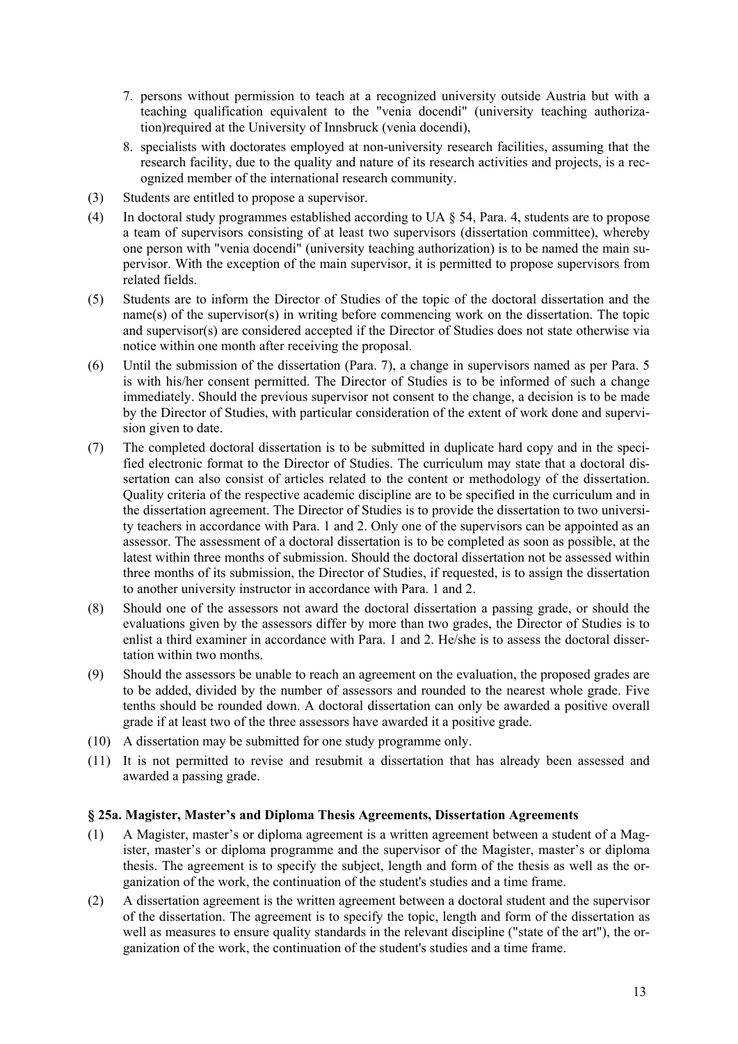7. persons without permission to teach at a recognized university outside Austria but with a teaching qualification equivalent to the "venia docendi" (university teaching authorization)required at the University of Innsbruck (venia docendi),
8. specialists with doctorates employed at non-university research facilities, assuming that the research facility, due to the quality and nature of its research activities and projects, is a recognized member of the international research community.

(3) Students are entitled to propose a supervisor.

(4) In doctoral study programmes established according to UA § 54, Para. 4, students are to propose a team of supervisors consisting of at least two supervisors (dissertation committee), whereby one person with "venia docendi" (university teaching authorization) is to be named the main supervisor. With the exception of the main supervisor, it is permitted to propose supervisors from related fields.

(5) Students are to inform the Director of Studies of the topic of the doctoral dissertation and the name(s) of the supervisor(s) in writing before commencing work on the dissertation. The topic and supervisor(s) are considered accepted if the Director of Studies does not state otherwise via notice within one month after receiving the proposal.

(6) Until the submission of the dissertation (Para. 7), a change in supervisors named as per Para. 5 is with his/her consent permitted. The Director of Studies is to be informed of such a change immediately. Should the previous supervisor not consent to the change, a decision is to be made by the Director of Studies, with particular consideration of the extent of work done and supervision given to date.

(7) The completed doctoral dissertation is to be submitted in duplicate hard copy and in the specified electronic format to the Director of Studies. The curriculum may state that a doctoral dissertation can also consist of articles related to the content or methodology of the dissertation. Quality criteria of the respective academic discipline are to be specified in the curriculum and in the dissertation agreement. The Director of Studies is to provide the dissertation to two university teachers in accordance with Para. 1 and 2. Only one of the supervisors can be appointed as an assessor. The assessment of a doctoral dissertation is to be completed as soon as possible, at the latest within three months of submission. Should the doctoral dissertation not be assessed within three months of its submission, the Director of Studies, if requested, is to assign the dissertation to another university instructor in accordance with Para. 1 and 2.

(8) Should one of the assessors not award the doctoral dissertation a passing grade, or should the evaluations given by the assessors differ by more than two grades, the Director of Studies is to enlist a third examiner in accordance with Para. 1 and 2. He/she is to assess the doctoral dissertation within two months.

(9) Should the assessors be unable to reach an agreement on the evaluation, the proposed grades are to be added, divided by the number of assessors and rounded to the nearest whole grade. Five tenths should be rounded down. A doctoral dissertation can only be awarded a positive overall grade if at least two of the three assessors have awarded it a positive grade.

(10) A dissertation may be submitted for one study programme only.

(11) It is not permitted to revise and resubmit a dissertation that has already been assessed and awarded a passing grade.

### § 25a. Magister, Master's and Diploma Thesis Agreements, Dissertation Agreements

(1) A Magister, master's or diploma agreement is a written agreement between a student of a Magister, master's or diploma programme and the supervisor of the Magister, master's or diploma thesis. The agreement is to specify the subject, length and form of the thesis as well as the organization of the work, the continuation of the student's studies and a time frame.

(2) A dissertation agreement is the written agreement between a doctoral student and the supervisor of the dissertation. The agreement is to specify the topic, length and form of the dissertation as well as measures to ensure quality standards in the relevant discipline ("state of the art"), the organization of the work, the continuation of the student's studies and a time frame.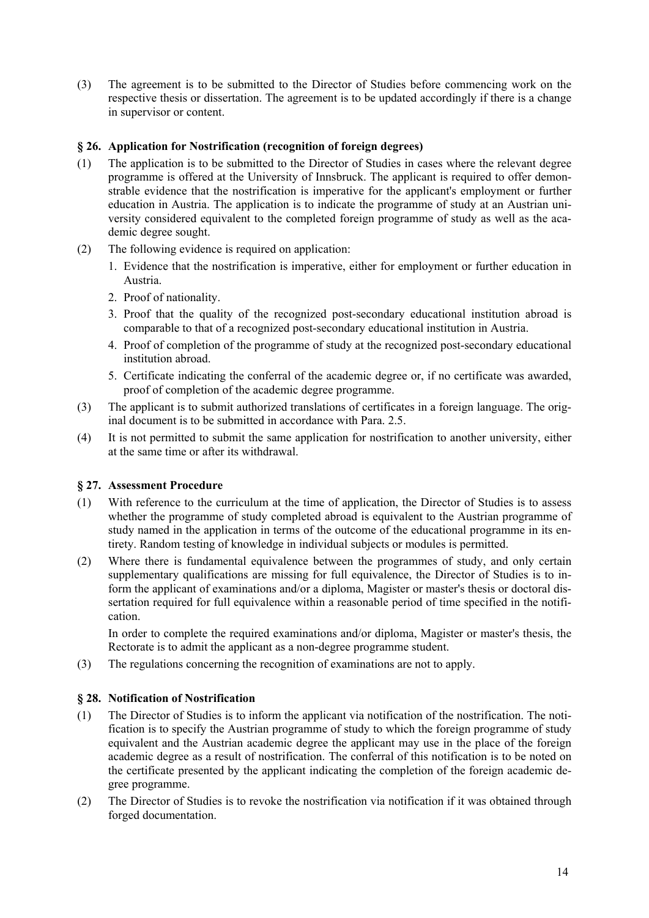(3) The agreement is to be submitted to the Director of Studies before commencing work on the respective thesis or dissertation. The agreement is to be updated accordingly if there is a change in supervisor or content.

### § 26. Application for Nostrification (recognition of foreign degrees)

(1) The application is to be submitted to the Director of Studies in cases where the relevant degree programme is offered at the University of Innsbruck. The applicant is required to offer demonstrable evidence that the nostrification is imperative for the applicant's employment or further education in Austria. The application is to indicate the programme of study at an Austrian university considered equivalent to the completed foreign programme of study as well as the academic degree sought.

(2) The following evidence is required on application:

1. Evidence that the nostrification is imperative, either for employment or further education in Austria.
2. Proof of nationality.
3. Proof that the quality of the recognized post-secondary educational institution abroad is comparable to that of a recognized post-secondary educational institution in Austria.
4. Proof of completion of the programme of study at the recognized post-secondary educational institution abroad.
5. Certificate indicating the conferral of the academic degree or, if no certificate was awarded, proof of completion of the academic degree programme.

(3) The applicant is to submit authorized translations of certificates in a foreign language. The original document is to be submitted in accordance with Para. 2.5.

(4) It is not permitted to submit the same application for nostrification to another university, either at the same time or after its withdrawal.

### § 27. Assessment Procedure

(1) With reference to the curriculum at the time of application, the Director of Studies is to assess whether the programme of study completed abroad is equivalent to the Austrian programme of study named in the application in terms of the outcome of the educational programme in its entirety. Random testing of knowledge in individual subjects or modules is permitted.

(2) Where there is fundamental equivalence between the programmes of study, and only certain supplementary qualifications are missing for full equivalence, the Director of Studies is to inform the applicant of examinations and/or a diploma, Magister or master's thesis or doctoral dissertation required for full equivalence within a reasonable period of time specified in the notification.

In order to complete the required examinations and/or diploma, Magister or master's thesis, the Rectorate is to admit the applicant as a non-degree programme student.

(3) The regulations concerning the recognition of examinations are not to apply.

### § 28. Notification of Nostrification

(1) The Director of Studies is to inform the applicant via notification of the nostrification. The notification is to specify the Austrian programme of study to which the foreign programme of study equivalent and the Austrian academic degree the applicant may use in the place of the foreign academic degree as a result of nostrification. The conferral of this notification is to be noted on the certificate presented by the applicant indicating the completion of the foreign academic degree programme.

(2) The Director of Studies is to revoke the nostrification via notification if it was obtained through forged documentation.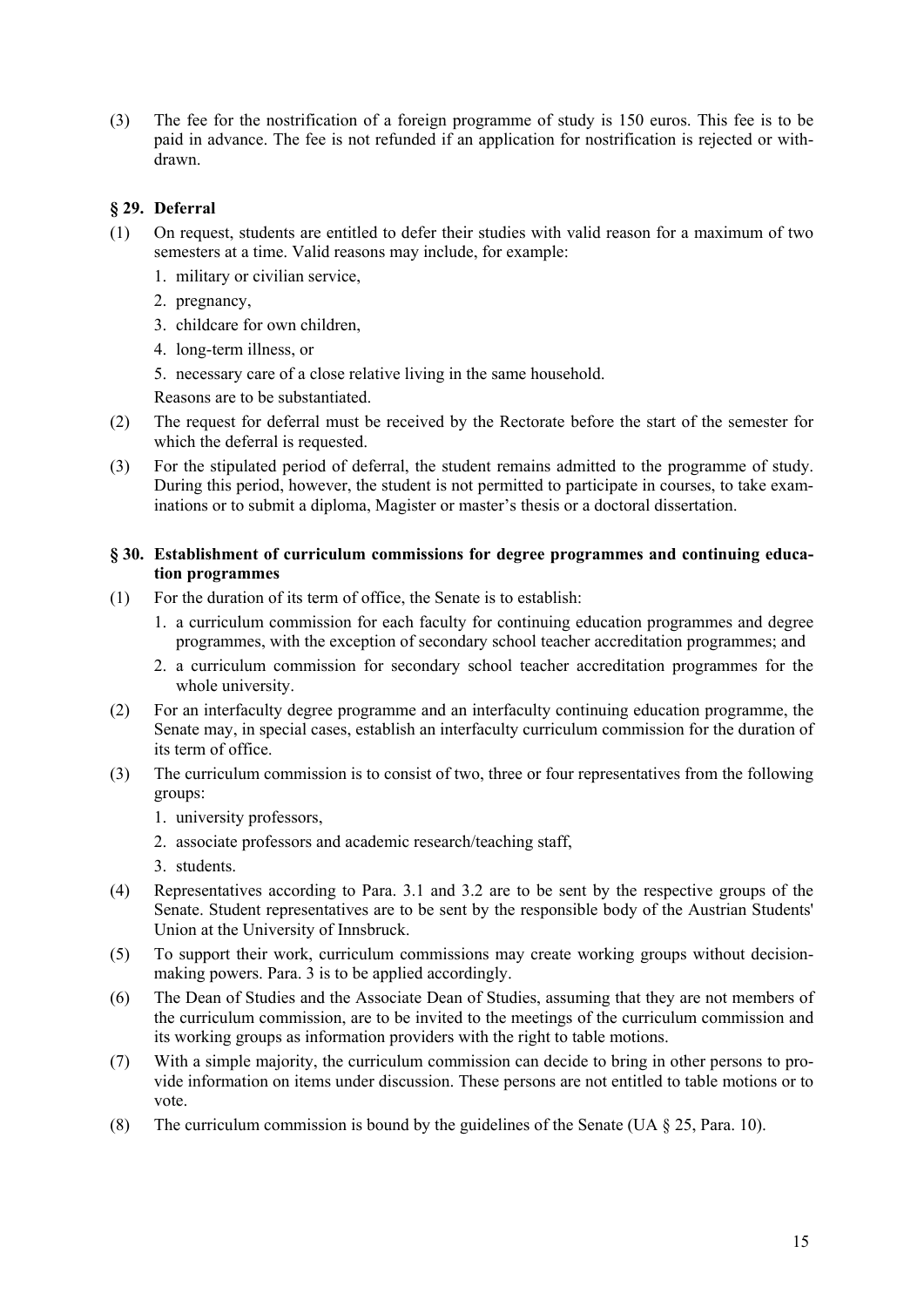(3) The fee for the nostrification of a foreign programme of study is 150 euros. This fee is to be paid in advance. The fee is not refunded if an application for nostrification is rejected or withdrawn.

### § 29. Deferral

(1) On request, students are entitled to defer their studies with valid reason for a maximum of two semesters at a time. Valid reasons may include, for example:
   1. military or civilian service,
   2. pregnancy,
   3. childcare for own children,
   4. long-term illness, or
   5. necessary care of a close relative living in the same household.

   Reasons are to be substantiated.

(2) The request for deferral must be received by the Rectorate before the start of the semester for which the deferral is requested.

(3) For the stipulated period of deferral, the student remains admitted to the programme of study. During this period, however, the student is not permitted to participate in courses, to take examinations or to submit a diploma, Magister or master's thesis or a doctoral dissertation.

### § 30. Establishment of curriculum commissions for degree programmes and continuing education programmes

(1) For the duration of its term of office, the Senate is to establish:
   1. a curriculum commission for each faculty for continuing education programmes and degree programmes, with the exception of secondary school teacher accreditation programmes; and
   2. a curriculum commission for secondary school teacher accreditation programmes for the whole university.

(2) For an interfaculty degree programme and an interfaculty continuing education programme, the Senate may, in special cases, establish an interfaculty curriculum commission for the duration of its term of office.

(3) The curriculum commission is to consist of two, three or four representatives from the following groups:
   1. university professors,
   2. associate professors and academic research/teaching staff,
   3. students.

(4) Representatives according to Para. 3.1 and 3.2 are to be sent by the respective groups of the Senate. Student representatives are to be sent by the responsible body of the Austrian Students' Union at the University of Innsbruck.

(5) To support their work, curriculum commissions may create working groups without decision-making powers. Para. 3 is to be applied accordingly.

(6) The Dean of Studies and the Associate Dean of Studies, assuming that they are not members of the curriculum commission, are to be invited to the meetings of the curriculum commission and its working groups as information providers with the right to table motions.

(7) With a simple majority, the curriculum commission can decide to bring in other persons to provide information on items under discussion. These persons are not entitled to table motions or to vote.

(8) The curriculum commission is bound by the guidelines of the Senate (UA § 25, Para. 10).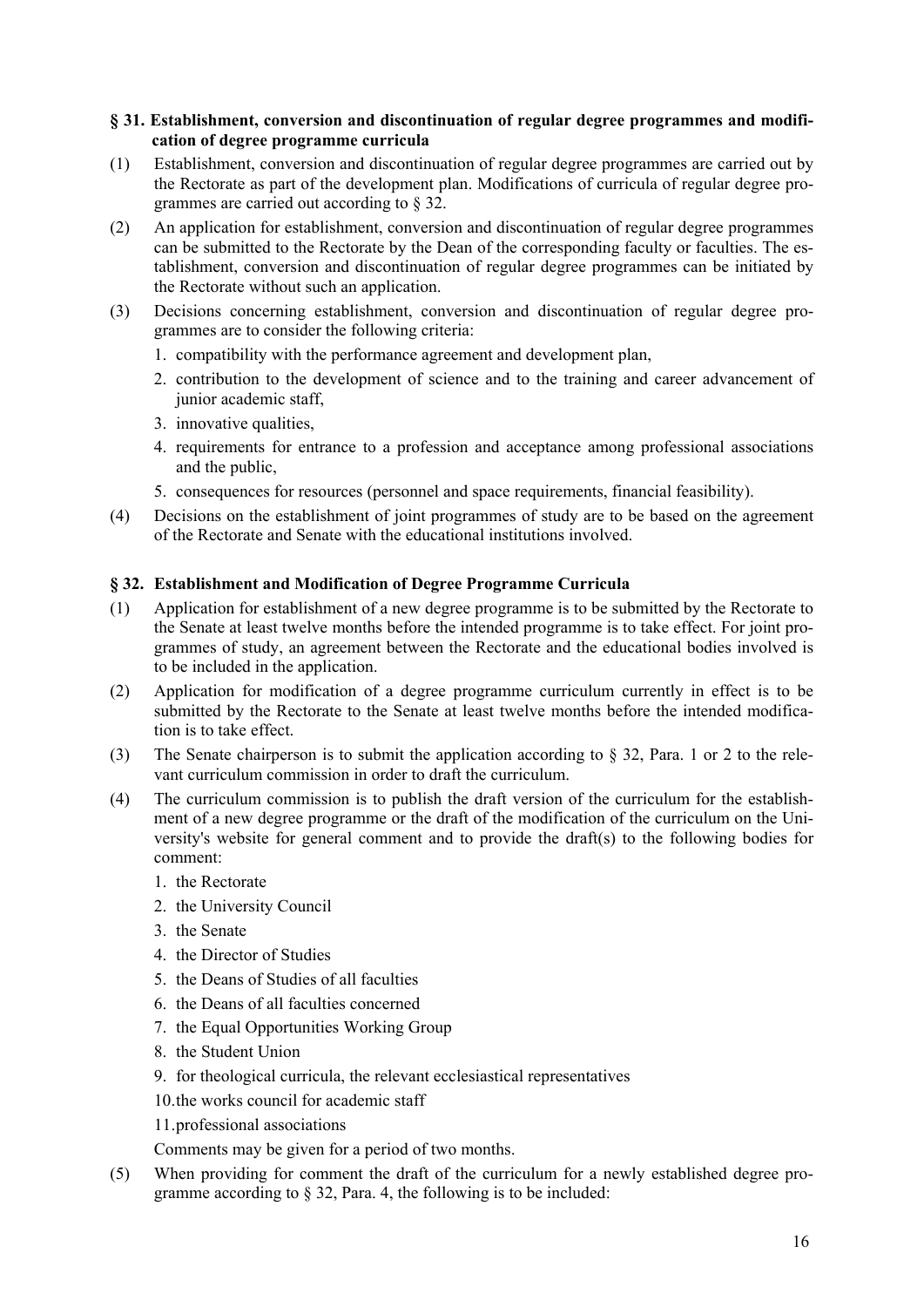## § 31. Establishment, conversion and discontinuation of regular degree programmes and modification of degree programme curricula

(1) Establishment, conversion and discontinuation of regular degree programmes are carried out by the Rectorate as part of the development plan. Modifications of curricula of regular degree programmes are carried out according to § 32.

(2) An application for establishment, conversion and discontinuation of regular degree programmes can be submitted to the Rectorate by the Dean of the corresponding faculty or faculties. The establishment, conversion and discontinuation of regular degree programmes can be initiated by the Rectorate without such an application.

(3) Decisions concerning establishment, conversion and discontinuation of regular degree programmes are to consider the following criteria:

1. compatibility with the performance agreement and development plan,
2. contribution to the development of science and to the training and career advancement of junior academic staff,
3. innovative qualities,
4. requirements for entrance to a profession and acceptance among professional associations and the public,
5. consequences for resources (personnel and space requirements, financial feasibility).

(4) Decisions on the establishment of joint programmes of study are to be based on the agreement of the Rectorate and Senate with the educational institutions involved.

## § 32. Establishment and Modification of Degree Programme Curricula

(1) Application for establishment of a new degree programme is to be submitted by the Rectorate to the Senate at least twelve months before the intended programme is to take effect. For joint programmes of study, an agreement between the Rectorate and the educational bodies involved is to be included in the application.

(2) Application for modification of a degree programme curriculum currently in effect is to be submitted by the Rectorate to the Senate at least twelve months before the intended modification is to take effect.

(3) The Senate chairperson is to submit the application according to § 32, Para. 1 or 2 to the relevant curriculum commission in order to draft the curriculum.

(4) The curriculum commission is to publish the draft version of the curriculum for the establishment of a new degree programme or the draft of the modification of the curriculum on the University's website for general comment and to provide the draft(s) to the following bodies for comment:

1. the Rectorate
2. the University Council
3. the Senate
4. the Director of Studies
5. the Deans of Studies of all faculties
6. the Deans of all faculties concerned
7. the Equal Opportunities Working Group
8. the Student Union
9. for theological curricula, the relevant ecclesiastical representatives
10. the works council for academic staff
11. professional associations

Comments may be given for a period of two months.

(5) When providing for comment the draft of the curriculum for a newly established degree programme according to § 32, Para. 4, the following is to be included: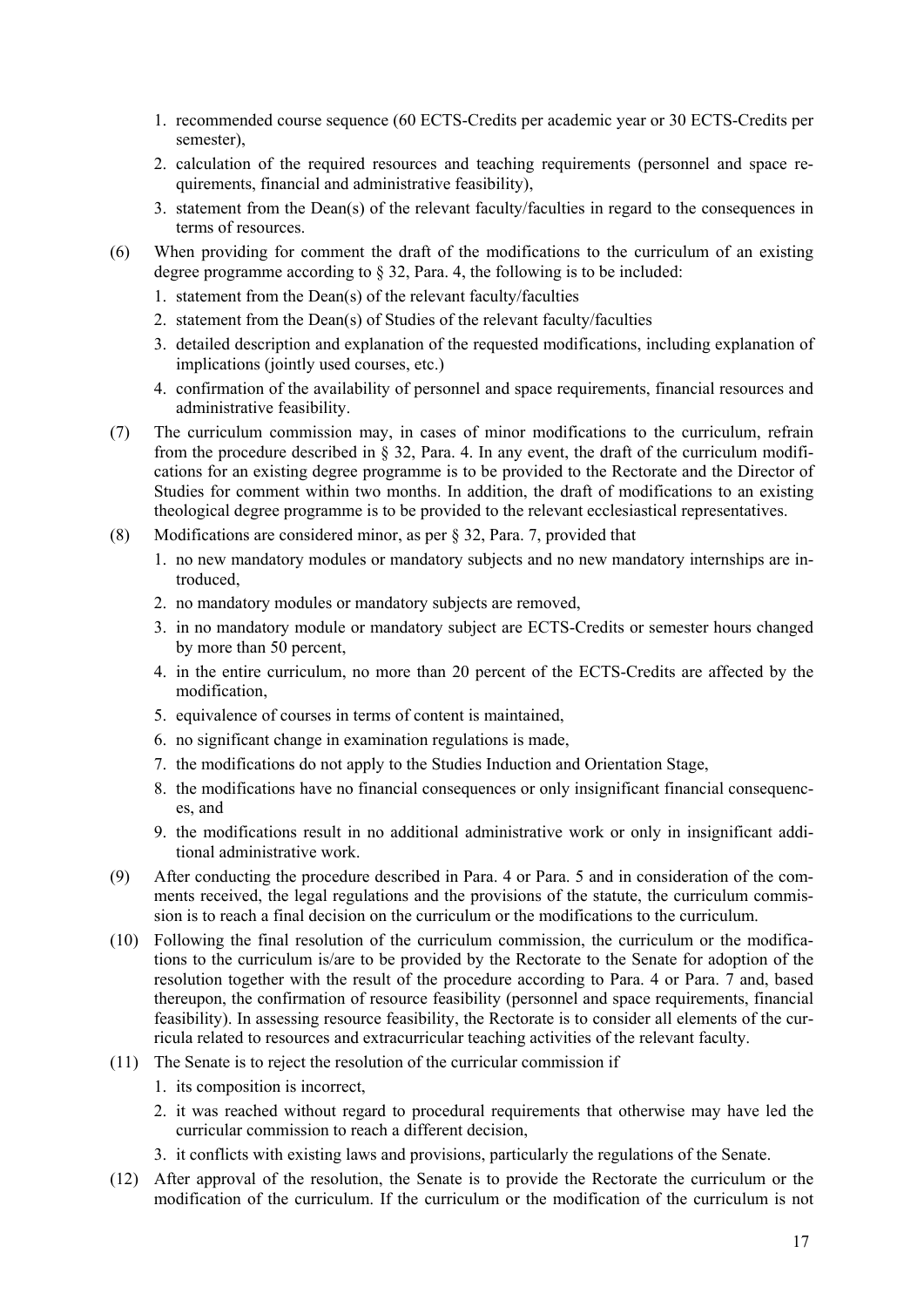1. recommended course sequence (60 ECTS-Credits per academic year or 30 ECTS-Credits per semester),
2. calculation of the required resources and teaching requirements (personnel and space requirements, financial and administrative feasibility),
3. statement from the Dean(s) of the relevant faculty/faculties in regard to the consequences in terms of resources.

(6) When providing for comment the draft of the modifications to the curriculum of an existing degree programme according to § 32, Para. 4, the following is to be included:

1. statement from the Dean(s) of the relevant faculty/faculties
2. statement from the Dean(s) of Studies of the relevant faculty/faculties
3. detailed description and explanation of the requested modifications, including explanation of implications (jointly used courses, etc.)
4. confirmation of the availability of personnel and space requirements, financial resources and administrative feasibility.

(7) The curriculum commission may, in cases of minor modifications to the curriculum, refrain from the procedure described in § 32, Para. 4. In any event, the draft of the curriculum modifications for an existing degree programme is to be provided to the Rectorate and the Director of Studies for comment within two months. In addition, the draft of modifications to an existing theological degree programme is to be provided to the relevant ecclesiastical representatives.

(8) Modifications are considered minor, as per § 32, Para. 7, provided that

1. no new mandatory modules or mandatory subjects and no new mandatory internships are introduced,
2. no mandatory modules or mandatory subjects are removed,
3. in no mandatory module or mandatory subject are ECTS-Credits or semester hours changed by more than 50 percent,
4. in the entire curriculum, no more than 20 percent of the ECTS-Credits are affected by the modification,
5. equivalence of courses in terms of content is maintained,
6. no significant change in examination regulations is made,
7. the modifications do not apply to the Studies Induction and Orientation Stage,
8. the modifications have no financial consequences or only insignificant financial consequences, and
9. the modifications result in no additional administrative work or only in insignificant additional administrative work.

(9) After conducting the procedure described in Para. 4 or Para. 5 and in consideration of the comments received, the legal regulations and the provisions of the statute, the curriculum commission is to reach a final decision on the curriculum or the modifications to the curriculum.

(10) Following the final resolution of the curriculum commission, the curriculum or the modifications to the curriculum is/are to be provided by the Rectorate to the Senate for adoption of the resolution together with the result of the procedure according to Para. 4 or Para. 7 and, based thereupon, the confirmation of resource feasibility (personnel and space requirements, financial feasibility). In assessing resource feasibility, the Rectorate is to consider all elements of the curricula related to resources and extracurricular teaching activities of the relevant faculty.

(11) The Senate is to reject the resolution of the curricular commission if

1. its composition is incorrect,
2. it was reached without regard to procedural requirements that otherwise may have led the curricular commission to reach a different decision,
3. it conflicts with existing laws and provisions, particularly the regulations of the Senate.

(12) After approval of the resolution, the Senate is to provide the Rectorate the curriculum or the modification of the curriculum. If the curriculum or the modification of the curriculum is not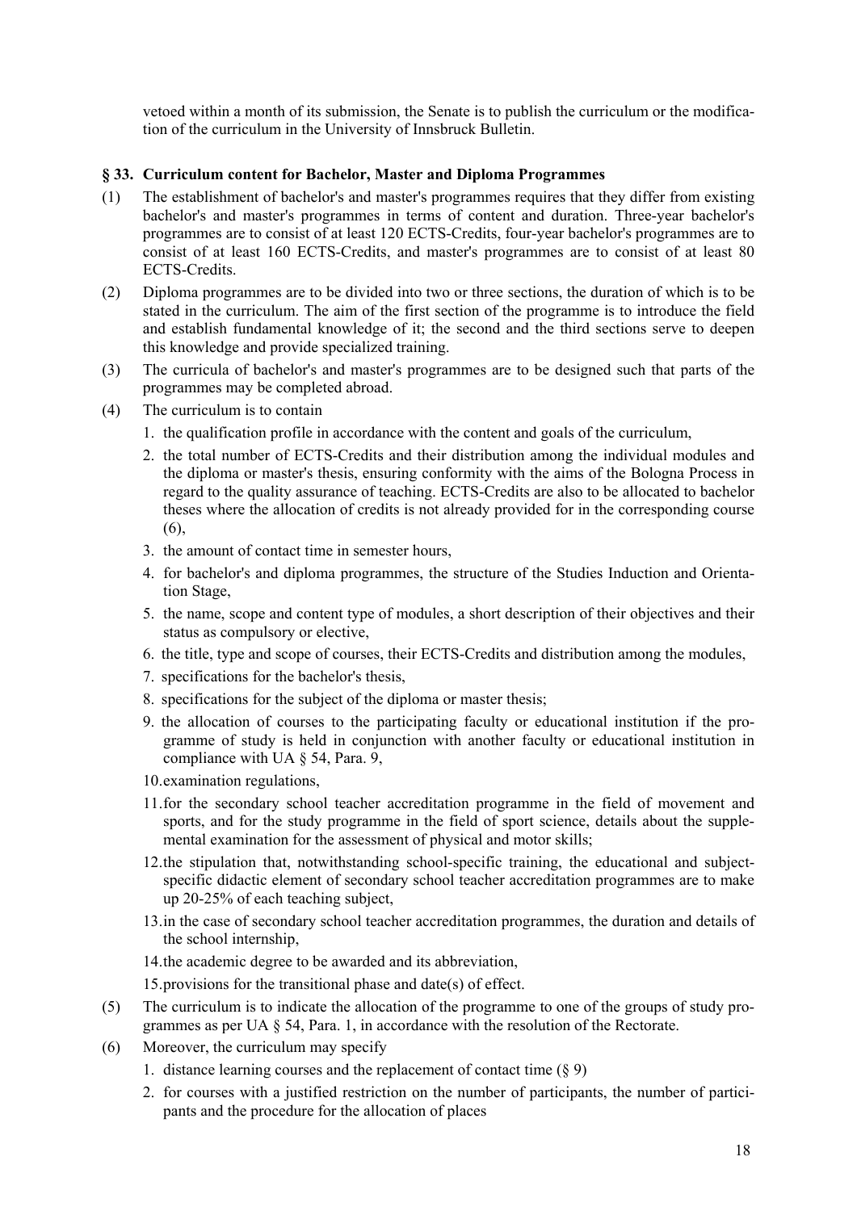vetoed within a month of its submission, the Senate is to publish the curriculum or the modification of the curriculum in the University of Innsbruck Bulletin.

### § 33. Curriculum content for Bachelor, Master and Diploma Programmes

(1) The establishment of bachelor's and master's programmes requires that they differ from existing bachelor's and master's programmes in terms of content and duration. Three-year bachelor's programmes are to consist of at least 120 ECTS-Credits, four-year bachelor's programmes are to consist of at least 160 ECTS-Credits, and master's programmes are to consist of at least 80 ECTS-Credits.

(2) Diploma programmes are to be divided into two or three sections, the duration of which is to be stated in the curriculum. The aim of the first section of the programme is to introduce the field and establish fundamental knowledge of it; the second and the third sections serve to deepen this knowledge and provide specialized training.

(3) The curricula of bachelor's and master's programmes are to be designed such that parts of the programmes may be completed abroad.

(4) The curriculum is to contain

1. the qualification profile in accordance with the content and goals of the curriculum,
2. the total number of ECTS-Credits and their distribution among the individual modules and the diploma or master's thesis, ensuring conformity with the aims of the Bologna Process in regard to the quality assurance of teaching. ECTS-Credits are also to be allocated to bachelor theses where the allocation of credits is not already provided for in the corresponding course (6),
3. the amount of contact time in semester hours,
4. for bachelor's and diploma programmes, the structure of the Studies Induction and Orientation Stage,
5. the name, scope and content type of modules, a short description of their objectives and their status as compulsory or elective,
6. the title, type and scope of courses, their ECTS-Credits and distribution among the modules,
7. specifications for the bachelor's thesis,
8. specifications for the subject of the diploma or master thesis;
9. the allocation of courses to the participating faculty or educational institution if the programme of study is held in conjunction with another faculty or educational institution in compliance with UA § 54, Para. 9,
10. examination regulations,
11. for the secondary school teacher accreditation programme in the field of movement and sports, and for the study programme in the field of sport science, details about the supplemental examination for the assessment of physical and motor skills;
12. the stipulation that, notwithstanding school-specific training, the educational and subject-specific didactic element of secondary school teacher accreditation programmes are to make up 20-25% of each teaching subject,
13. in the case of secondary school teacher accreditation programmes, the duration and details of the school internship,
14. the academic degree to be awarded and its abbreviation,
15. provisions for the transitional phase and date(s) of effect.

(5) The curriculum is to indicate the allocation of the programme to one of the groups of study programmes as per UA § 54, Para. 1, in accordance with the resolution of the Rectorate.

(6) Moreover, the curriculum may specify

1. distance learning courses and the replacement of contact time (§ 9)
2. for courses with a justified restriction on the number of participants, the number of participants and the procedure for the allocation of places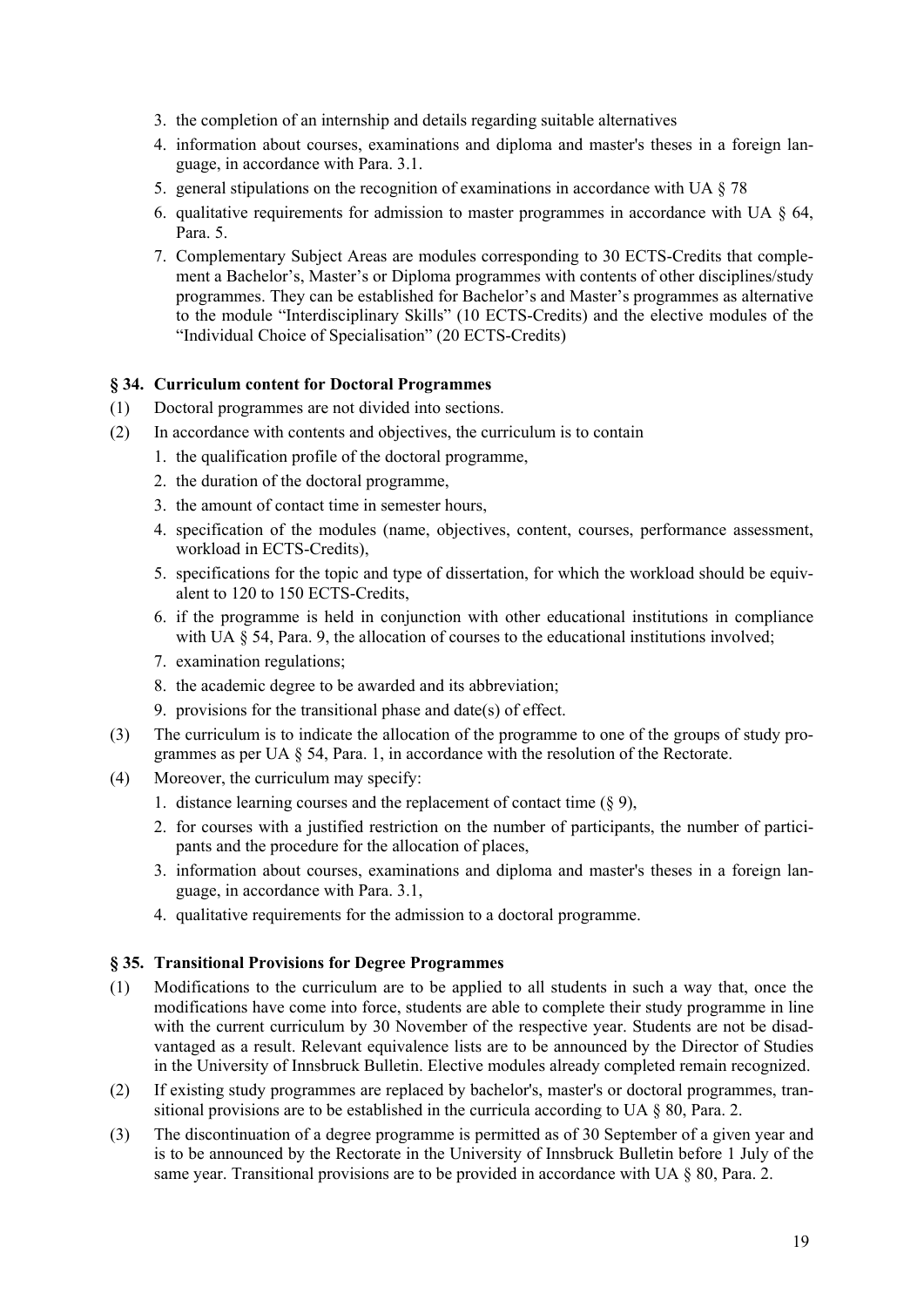3. the completion of an internship and details regarding suitable alternatives
4. information about courses, examinations and diploma and master's theses in a foreign language, in accordance with Para. 3.1.
5. general stipulations on the recognition of examinations in accordance with UA § 78
6. qualitative requirements for admission to master programmes in accordance with UA § 64, Para. 5.
7. Complementary Subject Areas are modules corresponding to 30 ECTS-Credits that complement a Bachelor's, Master's or Diploma programmes with contents of other disciplines/study programmes. They can be established for Bachelor's and Master's programmes as alternative to the module "Interdisciplinary Skills" (10 ECTS-Credits) and the elective modules of the "Individual Choice of Specialisation" (20 ECTS-Credits)

### § 34. Curriculum content for Doctoral Programmes

(1) Doctoral programmes are not divided into sections.

(2) In accordance with contents and objectives, the curriculum is to contain

1. the qualification profile of the doctoral programme,
2. the duration of the doctoral programme,
3. the amount of contact time in semester hours,
4. specification of the modules (name, objectives, content, courses, performance assessment, workload in ECTS-Credits),
5. specifications for the topic and type of dissertation, for which the workload should be equivalent to 120 to 150 ECTS-Credits,
6. if the programme is held in conjunction with other educational institutions in compliance with UA § 54, Para. 9, the allocation of courses to the educational institutions involved;
7. examination regulations;
8. the academic degree to be awarded and its abbreviation;
9. provisions for the transitional phase and date(s) of effect.

(3) The curriculum is to indicate the allocation of the programme to one of the groups of study programmes as per UA § 54, Para. 1, in accordance with the resolution of the Rectorate.

(4) Moreover, the curriculum may specify:

1. distance learning courses and the replacement of contact time (§ 9),
2. for courses with a justified restriction on the number of participants, the number of participants and the procedure for the allocation of places,
3. information about courses, examinations and diploma and master's theses in a foreign language, in accordance with Para. 3.1,
4. qualitative requirements for the admission to a doctoral programme.

### § 35. Transitional Provisions for Degree Programmes

(1) Modifications to the curriculum are to be applied to all students in such a way that, once the modifications have come into force, students are able to complete their study programme in line with the current curriculum by 30 November of the respective year. Students are not be disadvantaged as a result. Relevant equivalence lists are to be announced by the Director of Studies in the University of Innsbruck Bulletin. Elective modules already completed remain recognized.

(2) If existing study programmes are replaced by bachelor's, master's or doctoral programmes, transitional provisions are to be established in the curricula according to UA § 80, Para. 2.

(3) The discontinuation of a degree programme is permitted as of 30 September of a given year and is to be announced by the Rectorate in the University of Innsbruck Bulletin before 1 July of the same year. Transitional provisions are to be provided in accordance with UA § 80, Para. 2.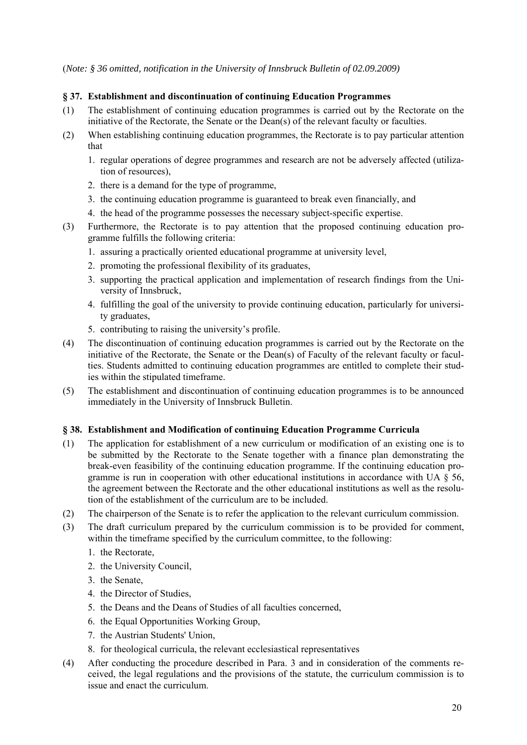(*Note: § 36 omitted, notification in the University of Innsbruck Bulletin of 02.09.2009)*

### § 37. Establishment and discontinuation of continuing Education Programmes

(1) The establishment of continuing education programmes is carried out by the Rectorate on the initiative of the Rectorate, the Senate or the Dean(s) of the relevant faculty or faculties.

(2) When establishing continuing education programmes, the Rectorate is to pay particular attention that

1. regular operations of degree programmes and research are not be adversely affected (utilization of resources),
2. there is a demand for the type of programme,
3. the continuing education programme is guaranteed to break even financially, and
4. the head of the programme possesses the necessary subject-specific expertise.

(3) Furthermore, the Rectorate is to pay attention that the proposed continuing education programme fulfills the following criteria:

1. assuring a practically oriented educational programme at university level,
2. promoting the professional flexibility of its graduates,
3. supporting the practical application and implementation of research findings from the University of Innsbruck,
4. fulfilling the goal of the university to provide continuing education, particularly for university graduates,
5. contributing to raising the university's profile.

(4) The discontinuation of continuing education programmes is carried out by the Rectorate on the initiative of the Rectorate, the Senate or the Dean(s) of Faculty of the relevant faculty or faculties. Students admitted to continuing education programmes are entitled to complete their studies within the stipulated timeframe.

(5) The establishment and discontinuation of continuing education programmes is to be announced immediately in the University of Innsbruck Bulletin.

### § 38. Establishment and Modification of continuing Education Programme Curricula

(1) The application for establishment of a new curriculum or modification of an existing one is to be submitted by the Rectorate to the Senate together with a finance plan demonstrating the break-even feasibility of the continuing education programme. If the continuing education programme is run in cooperation with other educational institutions in accordance with UA § 56, the agreement between the Rectorate and the other educational institutions as well as the resolution of the establishment of the curriculum are to be included.

(2) The chairperson of the Senate is to refer the application to the relevant curriculum commission.

(3) The draft curriculum prepared by the curriculum commission is to be provided for comment, within the timeframe specified by the curriculum committee, to the following:

1. the Rectorate,
2. the University Council,
3. the Senate,
4. the Director of Studies,
5. the Deans and the Deans of Studies of all faculties concerned,
6. the Equal Opportunities Working Group,
7. the Austrian Students' Union,
8. for theological curricula, the relevant ecclesiastical representatives

(4) After conducting the procedure described in Para. 3 and in consideration of the comments received, the legal regulations and the provisions of the statute, the curriculum commission is to issue and enact the curriculum.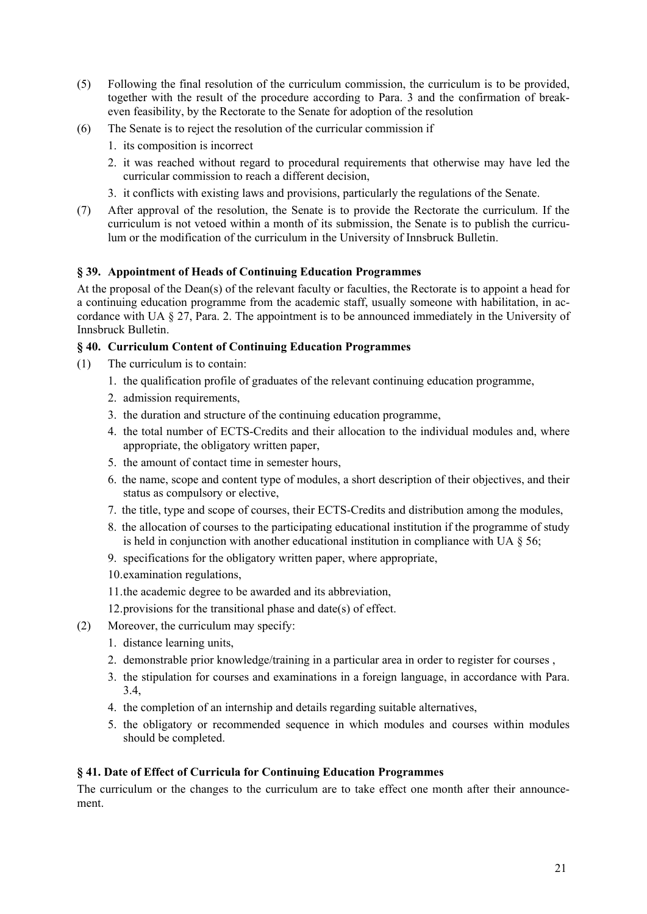(5) Following the final resolution of the curriculum commission, the curriculum is to be provided, together with the result of the procedure according to Para. 3 and the confirmation of break-even feasibility, by the Rectorate to the Senate for adoption of the resolution

(6) The Senate is to reject the resolution of the curricular commission if

1. its composition is incorrect
2. it was reached without regard to procedural requirements that otherwise may have led the curricular commission to reach a different decision,
3. it conflicts with existing laws and provisions, particularly the regulations of the Senate.

(7) After approval of the resolution, the Senate is to provide the Rectorate the curriculum. If the curriculum is not vetoed within a month of its submission, the Senate is to publish the curriculum or the modification of the curriculum in the University of Innsbruck Bulletin.

### § 39. Appointment of Heads of Continuing Education Programmes

At the proposal of the Dean(s) of the relevant faculty or faculties, the Rectorate is to appoint a head for a continuing education programme from the academic staff, usually someone with habilitation, in accordance with UA § 27, Para. 2. The appointment is to be announced immediately in the University of Innsbruck Bulletin.

### § 40. Curriculum Content of Continuing Education Programmes

(1) The curriculum is to contain:

1. the qualification profile of graduates of the relevant continuing education programme,
2. admission requirements,
3. the duration and structure of the continuing education programme,
4. the total number of ECTS-Credits and their allocation to the individual modules and, where appropriate, the obligatory written paper,
5. the amount of contact time in semester hours,
6. the name, scope and content type of modules, a short description of their objectives, and their status as compulsory or elective,
7. the title, type and scope of courses, their ECTS-Credits and distribution among the modules,
8. the allocation of courses to the participating educational institution if the programme of study is held in conjunction with another educational institution in compliance with UA § 56;
9. specifications for the obligatory written paper, where appropriate,
10. examination regulations,
11. the academic degree to be awarded and its abbreviation,
12. provisions for the transitional phase and date(s) of effect.

(2) Moreover, the curriculum may specify:

1. distance learning units,
2. demonstrable prior knowledge/training in a particular area in order to register for courses ,
3. the stipulation for courses and examinations in a foreign language, in accordance with Para. 3.4,
4. the completion of an internship and details regarding suitable alternatives,
5. the obligatory or recommended sequence in which modules and courses within modules should be completed.

### § 41. Date of Effect of Curricula for Continuing Education Programmes

The curriculum or the changes to the curriculum are to take effect one month after their announcement.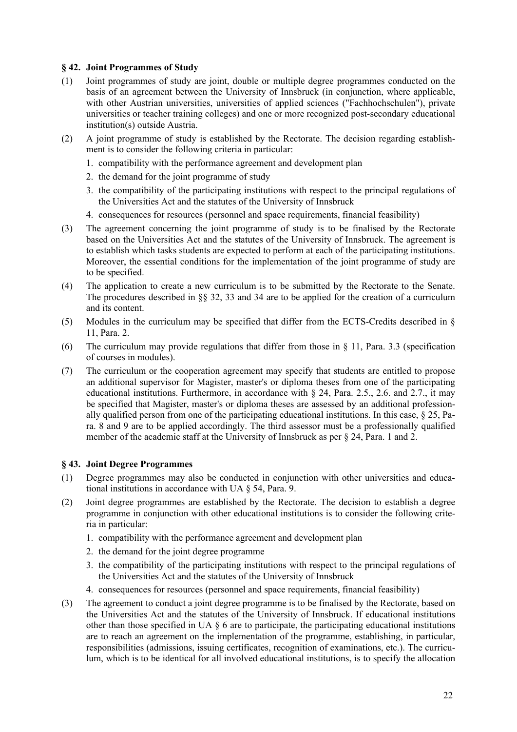## § 42. Joint Programmes of Study

(1) Joint programmes of study are joint, double or multiple degree programmes conducted on the basis of an agreement between the University of Innsbruck (in conjunction, where applicable, with other Austrian universities, universities of applied sciences ("Fachhochschulen"), private universities or teacher training colleges) and one or more recognized post-secondary educational institution(s) outside Austria.

(2) A joint programme of study is established by the Rectorate. The decision regarding establishment is to consider the following criteria in particular:
   1. compatibility with the performance agreement and development plan
   2. the demand for the joint programme of study
   3. the compatibility of the participating institutions with respect to the principal regulations of the Universities Act and the statutes of the University of Innsbruck
   4. consequences for resources (personnel and space requirements, financial feasibility)

(3) The agreement concerning the joint programme of study is to be finalised by the Rectorate based on the Universities Act and the statutes of the University of Innsbruck. The agreement is to establish which tasks students are expected to perform at each of the participating institutions. Moreover, the essential conditions for the implementation of the joint programme of study are to be specified.

(4) The application to create a new curriculum is to be submitted by the Rectorate to the Senate. The procedures described in §§ 32, 33 and 34 are to be applied for the creation of a curriculum and its content.

(5) Modules in the curriculum may be specified that differ from the ECTS-Credits described in § 11, Para. 2.

(6) The curriculum may provide regulations that differ from those in § 11, Para. 3.3 (specification of courses in modules).

(7) The curriculum or the cooperation agreement may specify that students are entitled to propose an additional supervisor for Magister, master's or diploma theses from one of the participating educational institutions. Furthermore, in accordance with § 24, Para. 2.5., 2.6. and 2.7., it may be specified that Magister, master's or diploma theses are assessed by an additional professionally qualified person from one of the participating educational institutions. In this case, § 25, Para. 8 and 9 are to be applied accordingly. The third assessor must be a professionally qualified member of the academic staff at the University of Innsbruck as per § 24, Para. 1 and 2.

## § 43. Joint Degree Programmes

(1) Degree programmes may also be conducted in conjunction with other universities and educational institutions in accordance with UA § 54, Para. 9.

(2) Joint degree programmes are established by the Rectorate. The decision to establish a degree programme in conjunction with other educational institutions is to consider the following criteria in particular:
   1. compatibility with the performance agreement and development plan
   2. the demand for the joint degree programme
   3. the compatibility of the participating institutions with respect to the principal regulations of the Universities Act and the statutes of the University of Innsbruck
   4. consequences for resources (personnel and space requirements, financial feasibility)

(3) The agreement to conduct a joint degree programme is to be finalised by the Rectorate, based on the Universities Act and the statutes of the University of Innsbruck. If educational institutions other than those specified in UA § 6 are to participate, the participating educational institutions are to reach an agreement on the implementation of the programme, establishing, in particular, responsibilities (admissions, issuing certificates, recognition of examinations, etc.). The curriculum, which is to be identical for all involved educational institutions, is to specify the allocation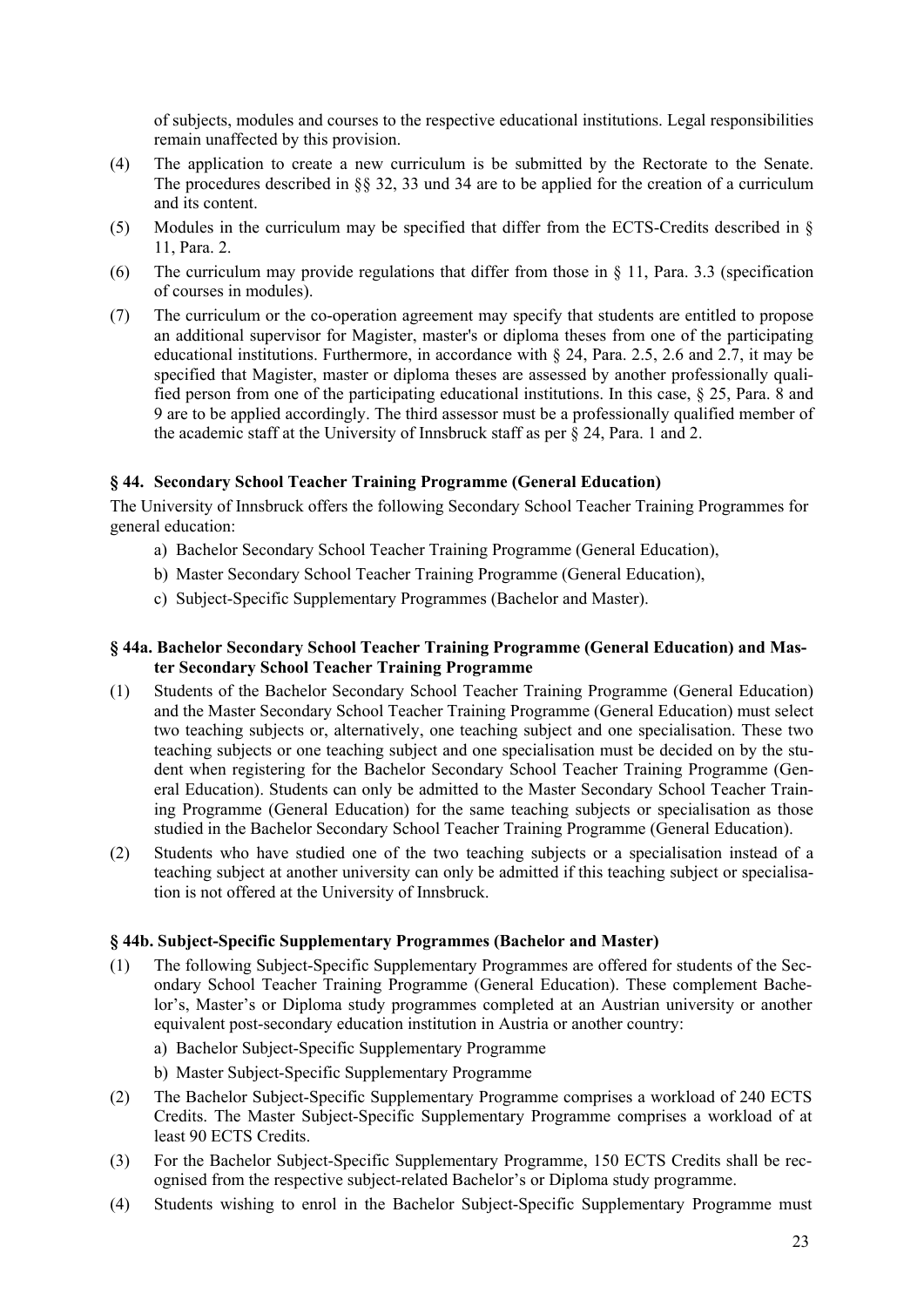of subjects, modules and courses to the respective educational institutions. Legal responsibilities remain unaffected by this provision.

(4) The application to create a new curriculum is be submitted by the Rectorate to the Senate. The procedures described in §§ 32, 33 und 34 are to be applied for the creation of a curriculum and its content.

(5) Modules in the curriculum may be specified that differ from the ECTS-Credits described in § 11, Para. 2.

(6) The curriculum may provide regulations that differ from those in § 11, Para. 3.3 (specification of courses in modules).

(7) The curriculum or the co-operation agreement may specify that students are entitled to propose an additional supervisor for Magister, master's or diploma theses from one of the participating educational institutions. Furthermore, in accordance with § 24, Para. 2.5, 2.6 and 2.7, it may be specified that Magister, master or diploma theses are assessed by another professionally qualified person from one of the participating educational institutions. In this case, § 25, Para. 8 and 9 are to be applied accordingly. The third assessor must be a professionally qualified member of the academic staff at the University of Innsbruck staff as per § 24, Para. 1 and 2.

### § 44. Secondary School Teacher Training Programme (General Education)

The University of Innsbruck offers the following Secondary School Teacher Training Programmes for general education:

a) Bachelor Secondary School Teacher Training Programme (General Education),

b) Master Secondary School Teacher Training Programme (General Education),

c) Subject-Specific Supplementary Programmes (Bachelor and Master).

### § 44a. Bachelor Secondary School Teacher Training Programme (General Education) and Master Secondary School Teacher Training Programme

(1) Students of the Bachelor Secondary School Teacher Training Programme (General Education) and the Master Secondary School Teacher Training Programme (General Education) must select two teaching subjects or, alternatively, one teaching subject and one specialisation. These two teaching subjects or one teaching subject and one specialisation must be decided on by the student when registering for the Bachelor Secondary School Teacher Training Programme (General Education). Students can only be admitted to the Master Secondary School Teacher Training Programme (General Education) for the same teaching subjects or specialisation as those studied in the Bachelor Secondary School Teacher Training Programme (General Education).

(2) Students who have studied one of the two teaching subjects or a specialisation instead of a teaching subject at another university can only be admitted if this teaching subject or specialisation is not offered at the University of Innsbruck.

### § 44b. Subject-Specific Supplementary Programmes (Bachelor and Master)

(1) The following Subject-Specific Supplementary Programmes are offered for students of the Secondary School Teacher Training Programme (General Education). These complement Bachelor's, Master's or Diploma study programmes completed at an Austrian university or another equivalent post-secondary education institution in Austria or another country:

a) Bachelor Subject-Specific Supplementary Programme

b) Master Subject-Specific Supplementary Programme

(2) The Bachelor Subject-Specific Supplementary Programme comprises a workload of 240 ECTS Credits. The Master Subject-Specific Supplementary Programme comprises a workload of at least 90 ECTS Credits.

(3) For the Bachelor Subject-Specific Supplementary Programme, 150 ECTS Credits shall be recognised from the respective subject-related Bachelor's or Diploma study programme.

(4) Students wishing to enrol in the Bachelor Subject-Specific Supplementary Programme must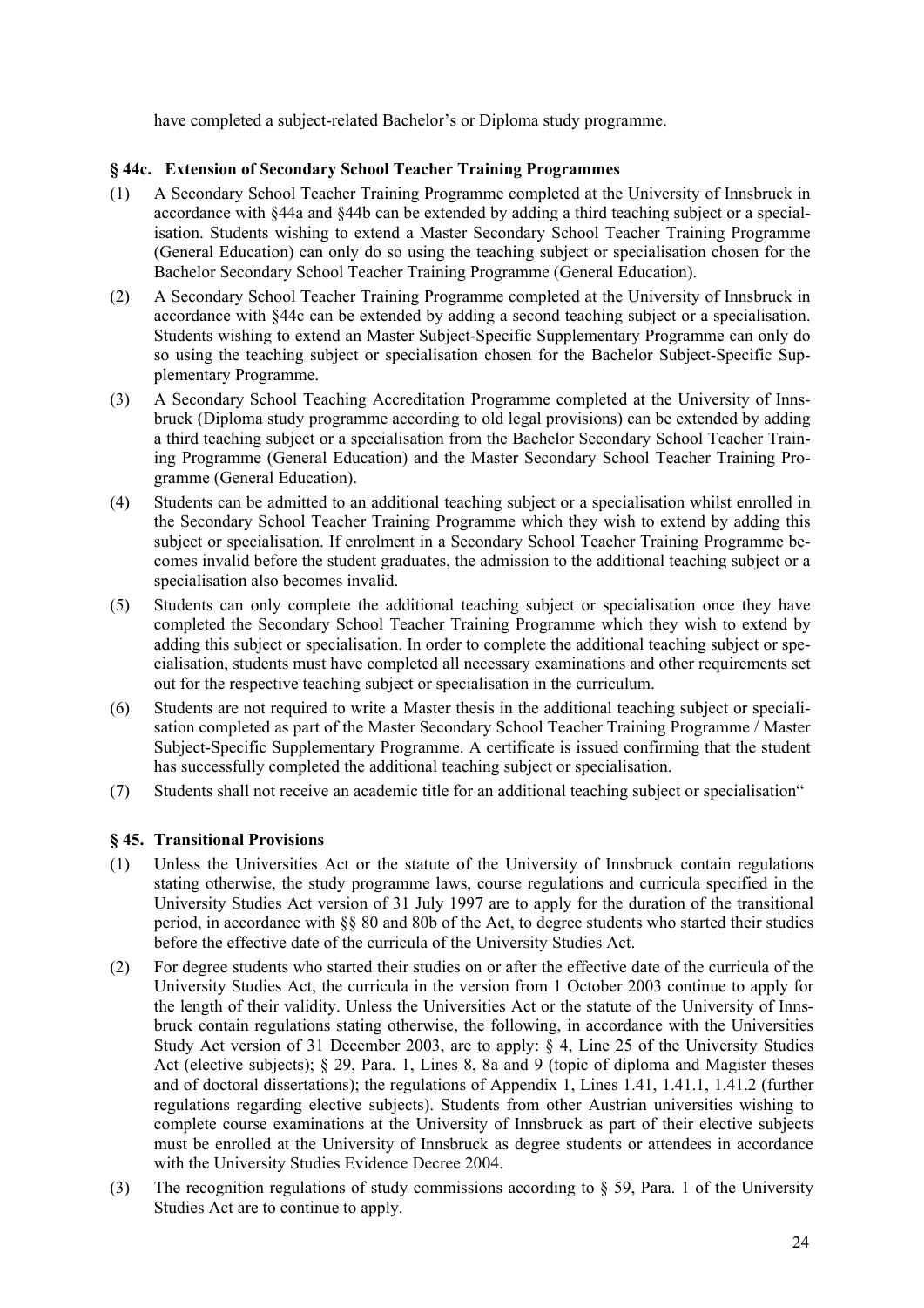have completed a subject-related Bachelor's or Diploma study programme.

### § 44c. Extension of Secondary School Teacher Training Programmes

(1) A Secondary School Teacher Training Programme completed at the University of Innsbruck in accordance with §44a and §44b can be extended by adding a third teaching subject or a specialisation. Students wishing to extend a Master Secondary School Teacher Training Programme (General Education) can only do so using the teaching subject or specialisation chosen for the Bachelor Secondary School Teacher Training Programme (General Education).

(2) A Secondary School Teacher Training Programme completed at the University of Innsbruck in accordance with §44c can be extended by adding a second teaching subject or a specialisation. Students wishing to extend an Master Subject-Specific Supplementary Programme can only do so using the teaching subject or specialisation chosen for the Bachelor Subject-Specific Supplementary Programme.

(3) A Secondary School Teaching Accreditation Programme completed at the University of Innsbruck (Diploma study programme according to old legal provisions) can be extended by adding a third teaching subject or a specialisation from the Bachelor Secondary School Teacher Training Programme (General Education) and the Master Secondary School Teacher Training Programme (General Education).

(4) Students can be admitted to an additional teaching subject or a specialisation whilst enrolled in the Secondary School Teacher Training Programme which they wish to extend by adding this subject or specialisation. If enrolment in a Secondary School Teacher Training Programme becomes invalid before the student graduates, the admission to the additional teaching subject or a specialisation also becomes invalid.

(5) Students can only complete the additional teaching subject or specialisation once they have completed the Secondary School Teacher Training Programme which they wish to extend by adding this subject or specialisation. In order to complete the additional teaching subject or specialisation, students must have completed all necessary examinations and other requirements set out for the respective teaching subject or specialisation in the curriculum.

(6) Students are not required to write a Master thesis in the additional teaching subject or specialisation completed as part of the Master Secondary School Teacher Training Programme / Master Subject-Specific Supplementary Programme. A certificate is issued confirming that the student has successfully completed the additional teaching subject or specialisation.

(7) Students shall not receive an academic title for an additional teaching subject or specialisation"

### § 45. Transitional Provisions

(1) Unless the Universities Act or the statute of the University of Innsbruck contain regulations stating otherwise, the study programme laws, course regulations and curricula specified in the University Studies Act version of 31 July 1997 are to apply for the duration of the transitional period, in accordance with §§ 80 and 80b of the Act, to degree students who started their studies before the effective date of the curricula of the University Studies Act.

(2) For degree students who started their studies on or after the effective date of the curricula of the University Studies Act, the curricula in the version from 1 October 2003 continue to apply for the length of their validity. Unless the Universities Act or the statute of the University of Innsbruck contain regulations stating otherwise, the following, in accordance with the Universities Study Act version of 31 December 2003, are to apply: § 4, Line 25 of the University Studies Act (elective subjects); § 29, Para. 1, Lines 8, 8a and 9 (topic of diploma and Magister theses and of doctoral dissertations); the regulations of Appendix 1, Lines 1.41, 1.41.1, 1.41.2 (further regulations regarding elective subjects). Students from other Austrian universities wishing to complete course examinations at the University of Innsbruck as part of their elective subjects must be enrolled at the University of Innsbruck as degree students or attendees in accordance with the University Studies Evidence Decree 2004.

(3) The recognition regulations of study commissions according to § 59, Para. 1 of the University Studies Act are to continue to apply.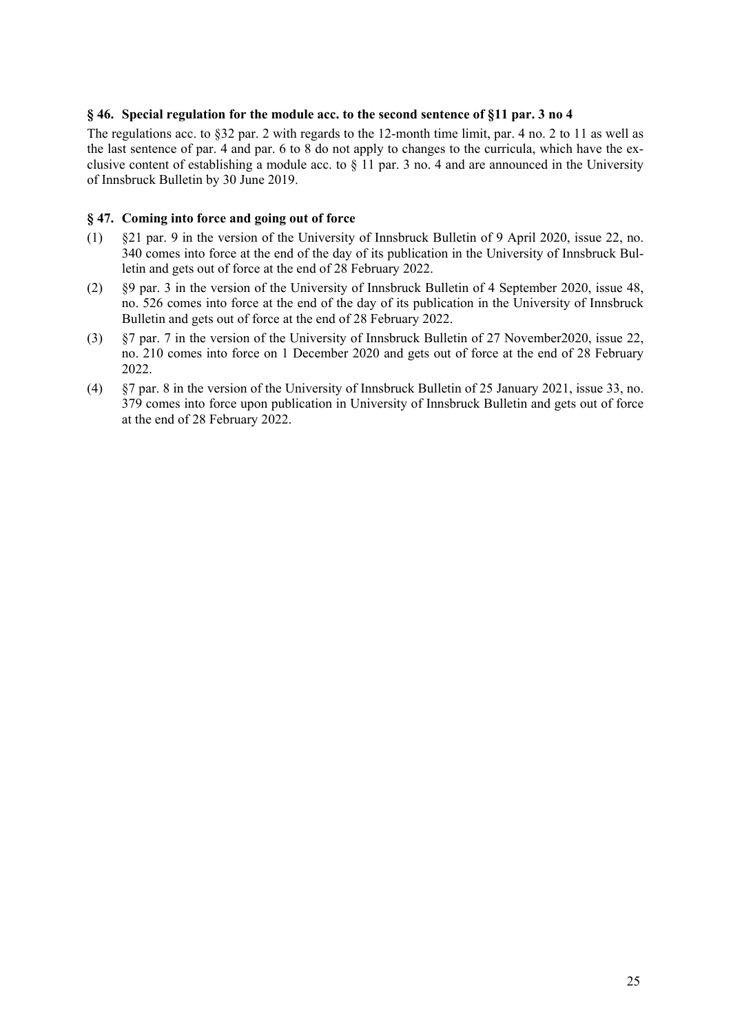### § 46. Special regulation for the module acc. to the second sentence of §11 par. 3 no 4

The regulations acc. to §32 par. 2 with regards to the 12-month time limit, par. 4 no. 2 to 11 as well as the last sentence of par. 4 and par. 6 to 8 do not apply to changes to the curricula, which have the exclusive content of establishing a module acc. to § 11 par. 3 no. 4 and are announced in the University of Innsbruck Bulletin by 30 June 2019.

### § 47. Coming into force and going out of force

(1) §21 par. 9 in the version of the University of Innsbruck Bulletin of 9 April 2020, issue 22, no. 340 comes into force at the end of the day of its publication in the University of Innsbruck Bulletin and gets out of force at the end of 28 February 2022.

(2) §9 par. 3 in the version of the University of Innsbruck Bulletin of 4 September 2020, issue 48, no. 526 comes into force at the end of the day of its publication in the University of Innsbruck Bulletin and gets out of force at the end of 28 February 2022.

(3) §7 par. 7 in the version of the University of Innsbruck Bulletin of 27 November2020, issue 22, no. 210 comes into force on 1 December 2020 and gets out of force at the end of 28 February 2022.

(4) §7 par. 8 in the version of the University of Innsbruck Bulletin of 25 January 2021, issue 33, no. 379 comes into force upon publication in University of Innsbruck Bulletin and gets out of force at the end of 28 February 2022.